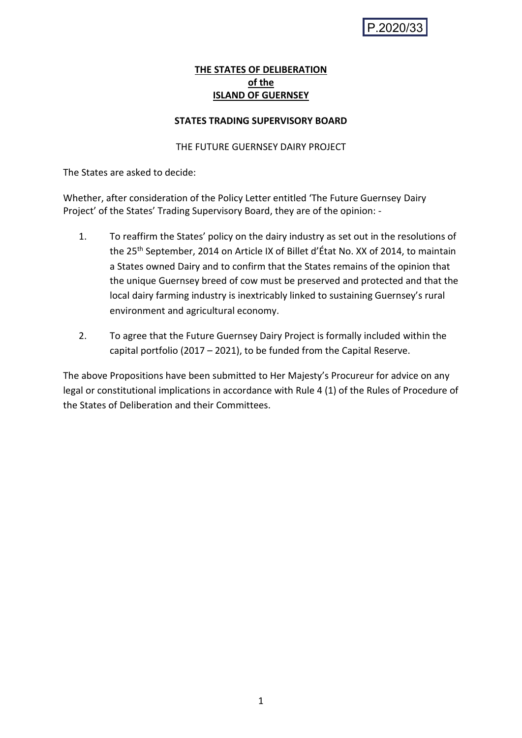P.2020/33

**THE STATES OF DELIBERATION**
**of the**
**ISLAND OF GUERNSEY**

**STATES TRADING SUPERVISORY BOARD**

THE FUTURE GUERNSEY DAIRY PROJECT

The States are asked to decide:

Whether, after consideration of the Policy Letter entitled 'The Future Guernsey Dairy Project' of the States' Trading Supervisory Board, they are of the opinion: -

1. To reaffirm the States' policy on the dairy industry as set out in the resolutions of the 25th September, 2014 on Article IX of Billet d'État No. XX of 2014, to maintain a States owned Dairy and to confirm that the States remains of the opinion that the unique Guernsey breed of cow must be preserved and protected and that the local dairy farming industry is inextricably linked to sustaining Guernsey's rural environment and agricultural economy.

2. To agree that the Future Guernsey Dairy Project is formally included within the capital portfolio (2017 – 2021), to be funded from the Capital Reserve.

The above Propositions have been submitted to Her Majesty's Procureur for advice on any legal or constitutional implications in accordance with Rule 4 (1) of the Rules of Procedure of the States of Deliberation and their Committees.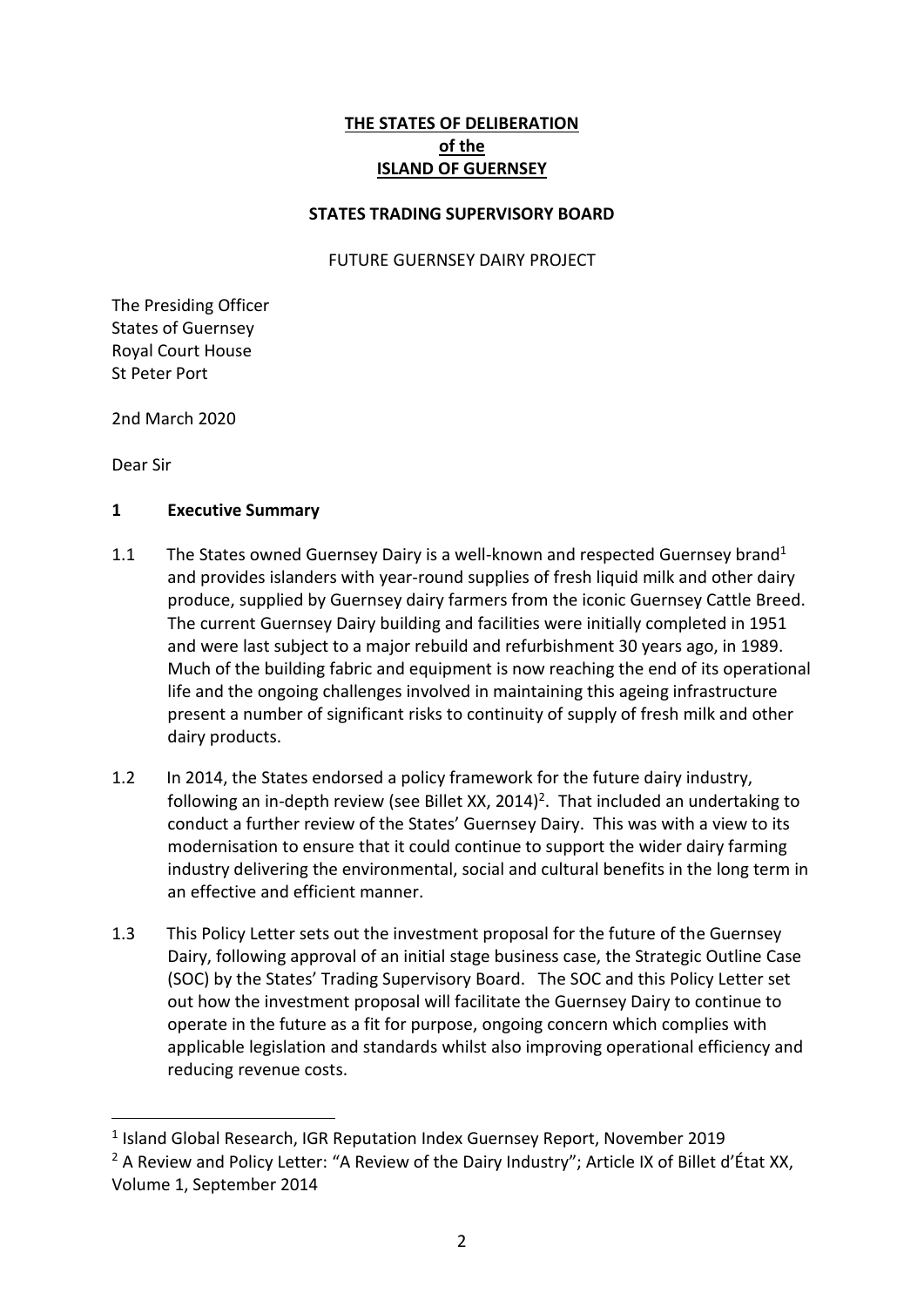**THE STATES OF DELIBERATION**
**of the**
**ISLAND OF GUERNSEY**

**STATES TRADING SUPERVISORY BOARD**

FUTURE GUERNSEY DAIRY PROJECT

The Presiding Officer
States of Guernsey
Royal Court House
St Peter Port

2nd March 2020

Dear Sir

## 1 Executive Summary

1.1 The States owned Guernsey Dairy is a well-known and respected Guernsey brand[1] and provides islanders with year-round supplies of fresh liquid milk and other dairy produce, supplied by Guernsey dairy farmers from the iconic Guernsey Cattle Breed. The current Guernsey Dairy building and facilities were initially completed in 1951 and were last subject to a major rebuild and refurbishment 30 years ago, in 1989. Much of the building fabric and equipment is now reaching the end of its operational life and the ongoing challenges involved in maintaining this ageing infrastructure present a number of significant risks to continuity of supply of fresh milk and other dairy products.

1.2 In 2014, the States endorsed a policy framework for the future dairy industry, following an in-depth review (see Billet XX, 2014)[2]. That included an undertaking to conduct a further review of the States' Guernsey Dairy. This was with a view to its modernisation to ensure that it could continue to support the wider dairy farming industry delivering the environmental, social and cultural benefits in the long term in an effective and efficient manner.

1.3 This Policy Letter sets out the investment proposal for the future of the Guernsey Dairy, following approval of an initial stage business case, the Strategic Outline Case (SOC) by the States' Trading Supervisory Board. The SOC and this Policy Letter set out how the investment proposal will facilitate the Guernsey Dairy to continue to operate in the future as a fit for purpose, ongoing concern which complies with applicable legislation and standards whilst also improving operational efficiency and reducing revenue costs.

---

[1] Island Global Research, IGR Reputation Index Guernsey Report, November 2019

[2] A Review and Policy Letter: "A Review of the Dairy Industry"; Article IX of Billet d'État XX, Volume 1, September 2014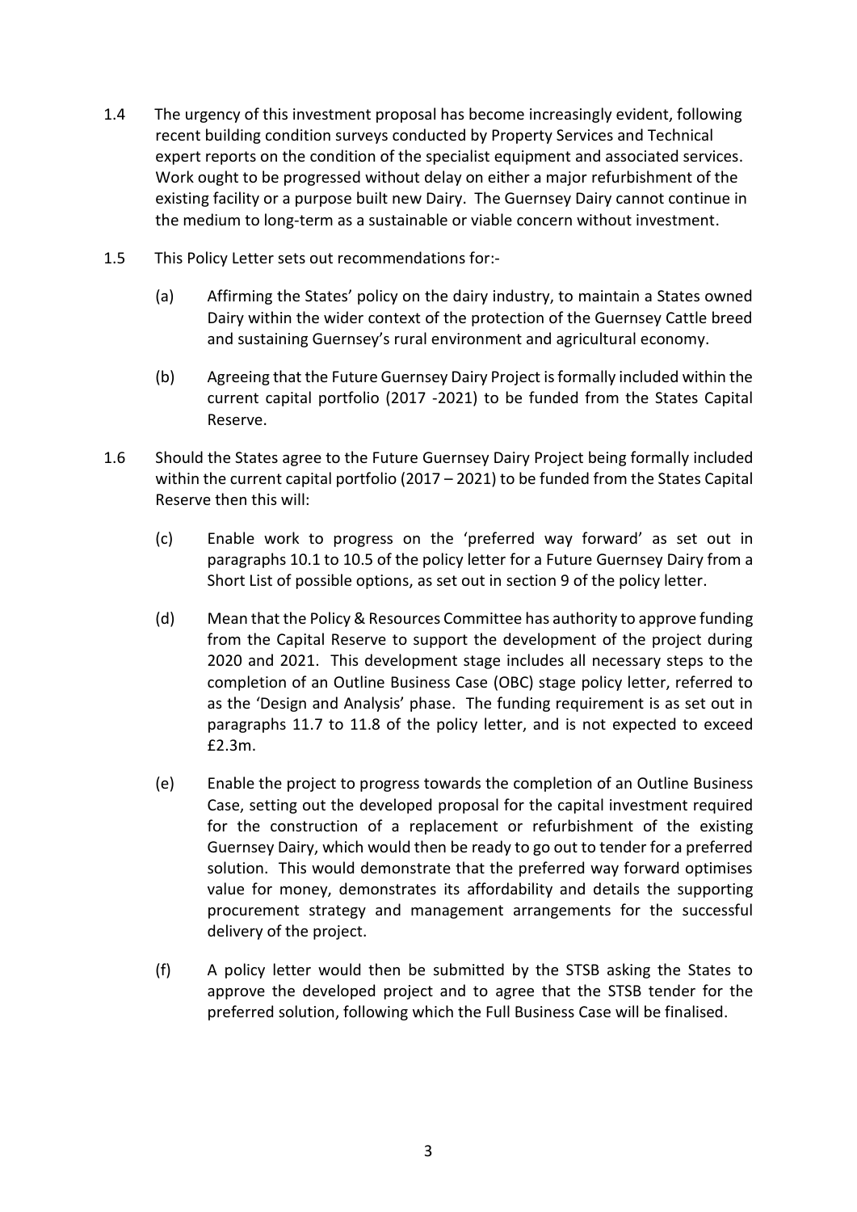1.4 The urgency of this investment proposal has become increasingly evident, following recent building condition surveys conducted by Property Services and Technical expert reports on the condition of the specialist equipment and associated services. Work ought to be progressed without delay on either a major refurbishment of the existing facility or a purpose built new Dairy. The Guernsey Dairy cannot continue in the medium to long-term as a sustainable or viable concern without investment.

1.5 This Policy Letter sets out recommendations for:-

(a) Affirming the States' policy on the dairy industry, to maintain a States owned Dairy within the wider context of the protection of the Guernsey Cattle breed and sustaining Guernsey's rural environment and agricultural economy.

(b) Agreeing that the Future Guernsey Dairy Project is formally included within the current capital portfolio (2017 -2021) to be funded from the States Capital Reserve.

1.6 Should the States agree to the Future Guernsey Dairy Project being formally included within the current capital portfolio (2017 – 2021) to be funded from the States Capital Reserve then this will:

(c) Enable work to progress on the 'preferred way forward' as set out in paragraphs 10.1 to 10.5 of the policy letter for a Future Guernsey Dairy from a Short List of possible options, as set out in section 9 of the policy letter.

(d) Mean that the Policy & Resources Committee has authority to approve funding from the Capital Reserve to support the development of the project during 2020 and 2021. This development stage includes all necessary steps to the completion of an Outline Business Case (OBC) stage policy letter, referred to as the 'Design and Analysis' phase. The funding requirement is as set out in paragraphs 11.7 to 11.8 of the policy letter, and is not expected to exceed £2.3m.

(e) Enable the project to progress towards the completion of an Outline Business Case, setting out the developed proposal for the capital investment required for the construction of a replacement or refurbishment of the existing Guernsey Dairy, which would then be ready to go out to tender for a preferred solution. This would demonstrate that the preferred way forward optimises value for money, demonstrates its affordability and details the supporting procurement strategy and management arrangements for the successful delivery of the project.

(f) A policy letter would then be submitted by the STSB asking the States to approve the developed project and to agree that the STSB tender for the preferred solution, following which the Full Business Case will be finalised.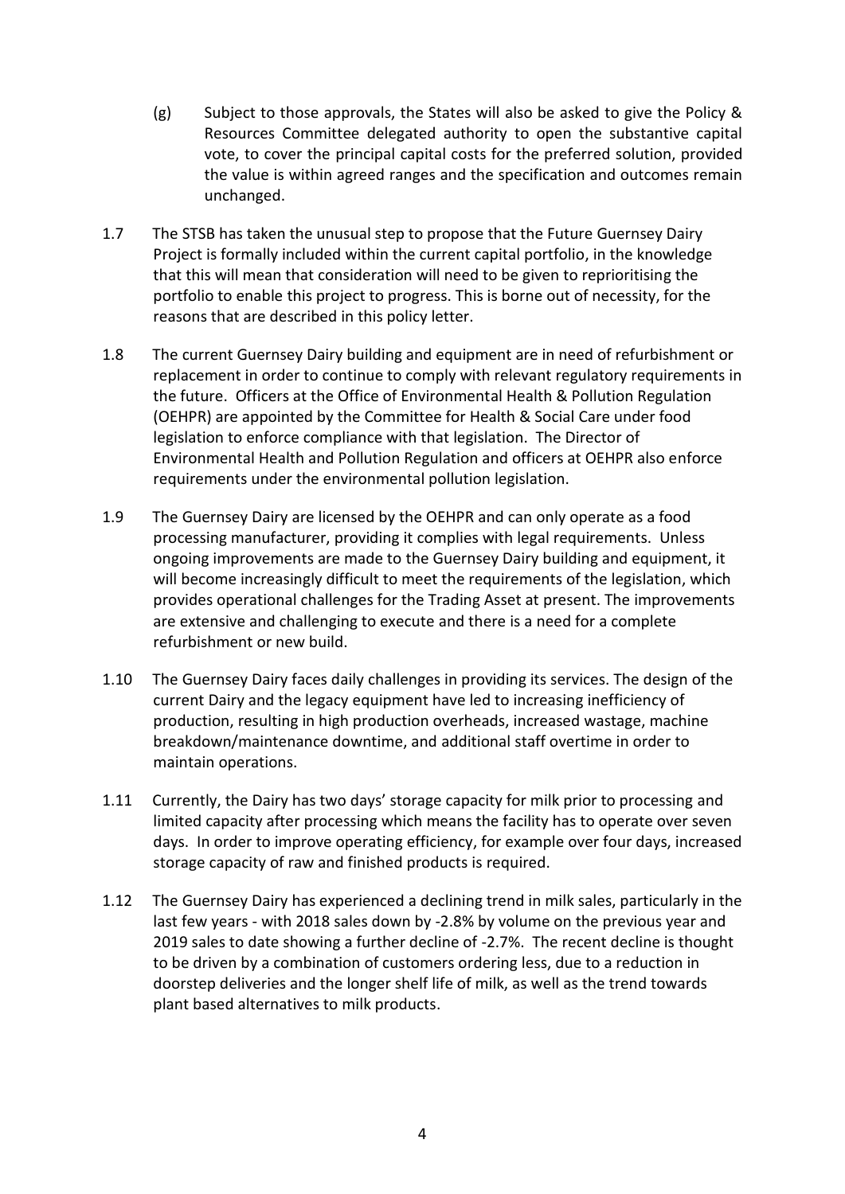(g) Subject to those approvals, the States will also be asked to give the Policy & Resources Committee delegated authority to open the substantive capital vote, to cover the principal capital costs for the preferred solution, provided the value is within agreed ranges and the specification and outcomes remain unchanged.

1.7 The STSB has taken the unusual step to propose that the Future Guernsey Dairy Project is formally included within the current capital portfolio, in the knowledge that this will mean that consideration will need to be given to reprioritising the portfolio to enable this project to progress. This is borne out of necessity, for the reasons that are described in this policy letter.

1.8 The current Guernsey Dairy building and equipment are in need of refurbishment or replacement in order to continue to comply with relevant regulatory requirements in the future. Officers at the Office of Environmental Health & Pollution Regulation (OEHPR) are appointed by the Committee for Health & Social Care under food legislation to enforce compliance with that legislation. The Director of Environmental Health and Pollution Regulation and officers at OEHPR also enforce requirements under the environmental pollution legislation.

1.9 The Guernsey Dairy are licensed by the OEHPR and can only operate as a food processing manufacturer, providing it complies with legal requirements. Unless ongoing improvements are made to the Guernsey Dairy building and equipment, it will become increasingly difficult to meet the requirements of the legislation, which provides operational challenges for the Trading Asset at present. The improvements are extensive and challenging to execute and there is a need for a complete refurbishment or new build.

1.10 The Guernsey Dairy faces daily challenges in providing its services. The design of the current Dairy and the legacy equipment have led to increasing inefficiency of production, resulting in high production overheads, increased wastage, machine breakdown/maintenance downtime, and additional staff overtime in order to maintain operations.

1.11 Currently, the Dairy has two days' storage capacity for milk prior to processing and limited capacity after processing which means the facility has to operate over seven days. In order to improve operating efficiency, for example over four days, increased storage capacity of raw and finished products is required.

1.12 The Guernsey Dairy has experienced a declining trend in milk sales, particularly in the last few years - with 2018 sales down by -2.8% by volume on the previous year and 2019 sales to date showing a further decline of -2.7%. The recent decline is thought to be driven by a combination of customers ordering less, due to a reduction in doorstep deliveries and the longer shelf life of milk, as well as the trend towards plant based alternatives to milk products.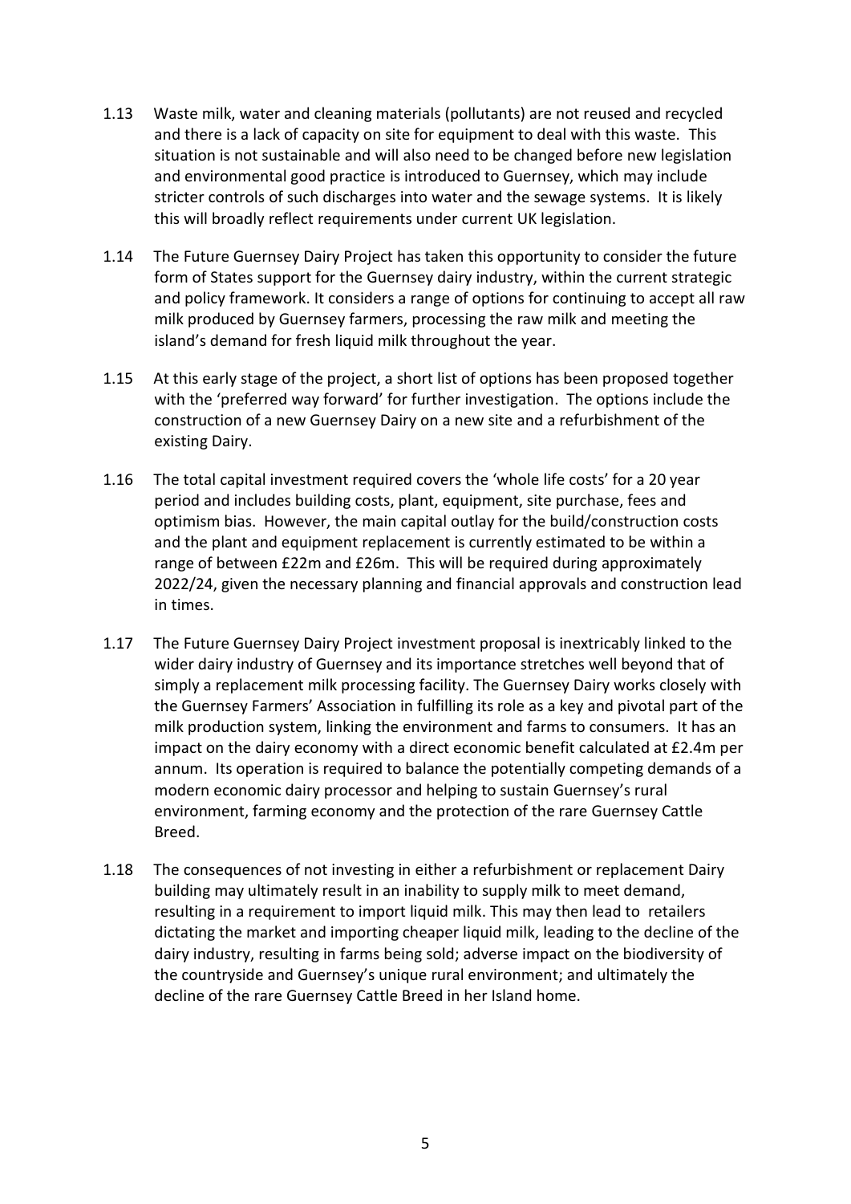1.13 Waste milk, water and cleaning materials (pollutants) are not reused and recycled and there is a lack of capacity on site for equipment to deal with this waste. This situation is not sustainable and will also need to be changed before new legislation and environmental good practice is introduced to Guernsey, which may include stricter controls of such discharges into water and the sewage systems. It is likely this will broadly reflect requirements under current UK legislation.

1.14 The Future Guernsey Dairy Project has taken this opportunity to consider the future form of States support for the Guernsey dairy industry, within the current strategic and policy framework. It considers a range of options for continuing to accept all raw milk produced by Guernsey farmers, processing the raw milk and meeting the island's demand for fresh liquid milk throughout the year.

1.15 At this early stage of the project, a short list of options has been proposed together with the 'preferred way forward' for further investigation. The options include the construction of a new Guernsey Dairy on a new site and a refurbishment of the existing Dairy.

1.16 The total capital investment required covers the 'whole life costs' for a 20 year period and includes building costs, plant, equipment, site purchase, fees and optimism bias. However, the main capital outlay for the build/construction costs and the plant and equipment replacement is currently estimated to be within a range of between £22m and £26m. This will be required during approximately 2022/24, given the necessary planning and financial approvals and construction lead in times.

1.17 The Future Guernsey Dairy Project investment proposal is inextricably linked to the wider dairy industry of Guernsey and its importance stretches well beyond that of simply a replacement milk processing facility. The Guernsey Dairy works closely with the Guernsey Farmers' Association in fulfilling its role as a key and pivotal part of the milk production system, linking the environment and farms to consumers. It has an impact on the dairy economy with a direct economic benefit calculated at £2.4m per annum. Its operation is required to balance the potentially competing demands of a modern economic dairy processor and helping to sustain Guernsey's rural environment, farming economy and the protection of the rare Guernsey Cattle Breed.

1.18 The consequences of not investing in either a refurbishment or replacement Dairy building may ultimately result in an inability to supply milk to meet demand, resulting in a requirement to import liquid milk. This may then lead to retailers dictating the market and importing cheaper liquid milk, leading to the decline of the dairy industry, resulting in farms being sold; adverse impact on the biodiversity of the countryside and Guernsey's unique rural environment; and ultimately the decline of the rare Guernsey Cattle Breed in her Island home.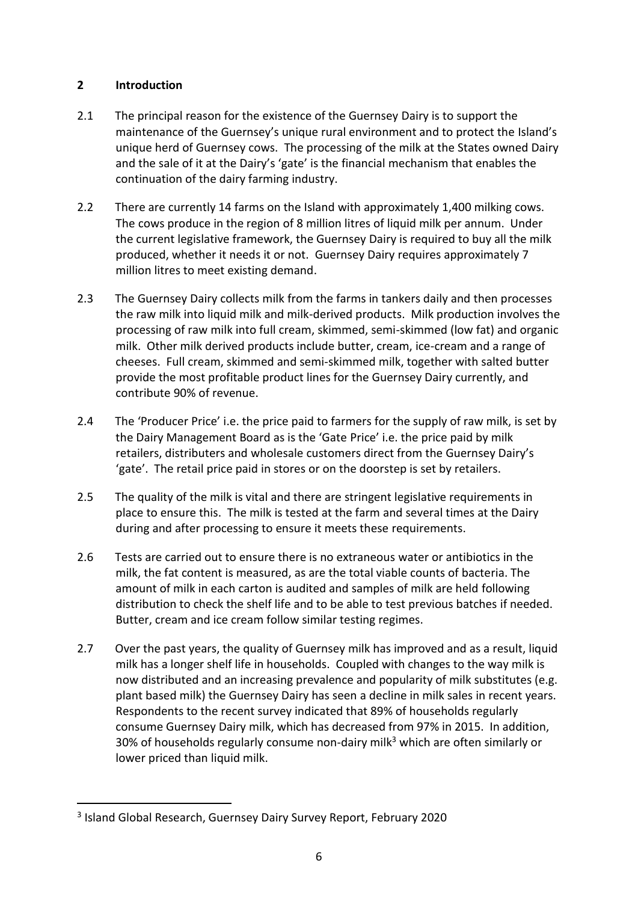## 2 Introduction

2.1 The principal reason for the existence of the Guernsey Dairy is to support the maintenance of the Guernsey's unique rural environment and to protect the Island's unique herd of Guernsey cows. The processing of the milk at the States owned Dairy and the sale of it at the Dairy's 'gate' is the financial mechanism that enables the continuation of the dairy farming industry.

2.2 There are currently 14 farms on the Island with approximately 1,400 milking cows. The cows produce in the region of 8 million litres of liquid milk per annum. Under the current legislative framework, the Guernsey Dairy is required to buy all the milk produced, whether it needs it or not. Guernsey Dairy requires approximately 7 million litres to meet existing demand.

2.3 The Guernsey Dairy collects milk from the farms in tankers daily and then processes the raw milk into liquid milk and milk-derived products. Milk production involves the processing of raw milk into full cream, skimmed, semi-skimmed (low fat) and organic milk. Other milk derived products include butter, cream, ice-cream and a range of cheeses. Full cream, skimmed and semi-skimmed milk, together with salted butter provide the most profitable product lines for the Guernsey Dairy currently, and contribute 90% of revenue.

2.4 The 'Producer Price' i.e. the price paid to farmers for the supply of raw milk, is set by the Dairy Management Board as is the 'Gate Price' i.e. the price paid by milk retailers, distributers and wholesale customers direct from the Guernsey Dairy's 'gate'. The retail price paid in stores or on the doorstep is set by retailers.

2.5 The quality of the milk is vital and there are stringent legislative requirements in place to ensure this. The milk is tested at the farm and several times at the Dairy during and after processing to ensure it meets these requirements.

2.6 Tests are carried out to ensure there is no extraneous water or antibiotics in the milk, the fat content is measured, as are the total viable counts of bacteria. The amount of milk in each carton is audited and samples of milk are held following distribution to check the shelf life and to be able to test previous batches if needed. Butter, cream and ice cream follow similar testing regimes.

2.7 Over the past years, the quality of Guernsey milk has improved and as a result, liquid milk has a longer shelf life in households. Coupled with changes to the way milk is now distributed and an increasing prevalence and popularity of milk substitutes (e.g. plant based milk) the Guernsey Dairy has seen a decline in milk sales in recent years. Respondents to the recent survey indicated that 89% of households regularly consume Guernsey Dairy milk, which has decreased from 97% in 2015. In addition, 30% of households regularly consume non-dairy milk[3] which are often similarly or lower priced than liquid milk.

---

[3] Island Global Research, Guernsey Dairy Survey Report, February 2020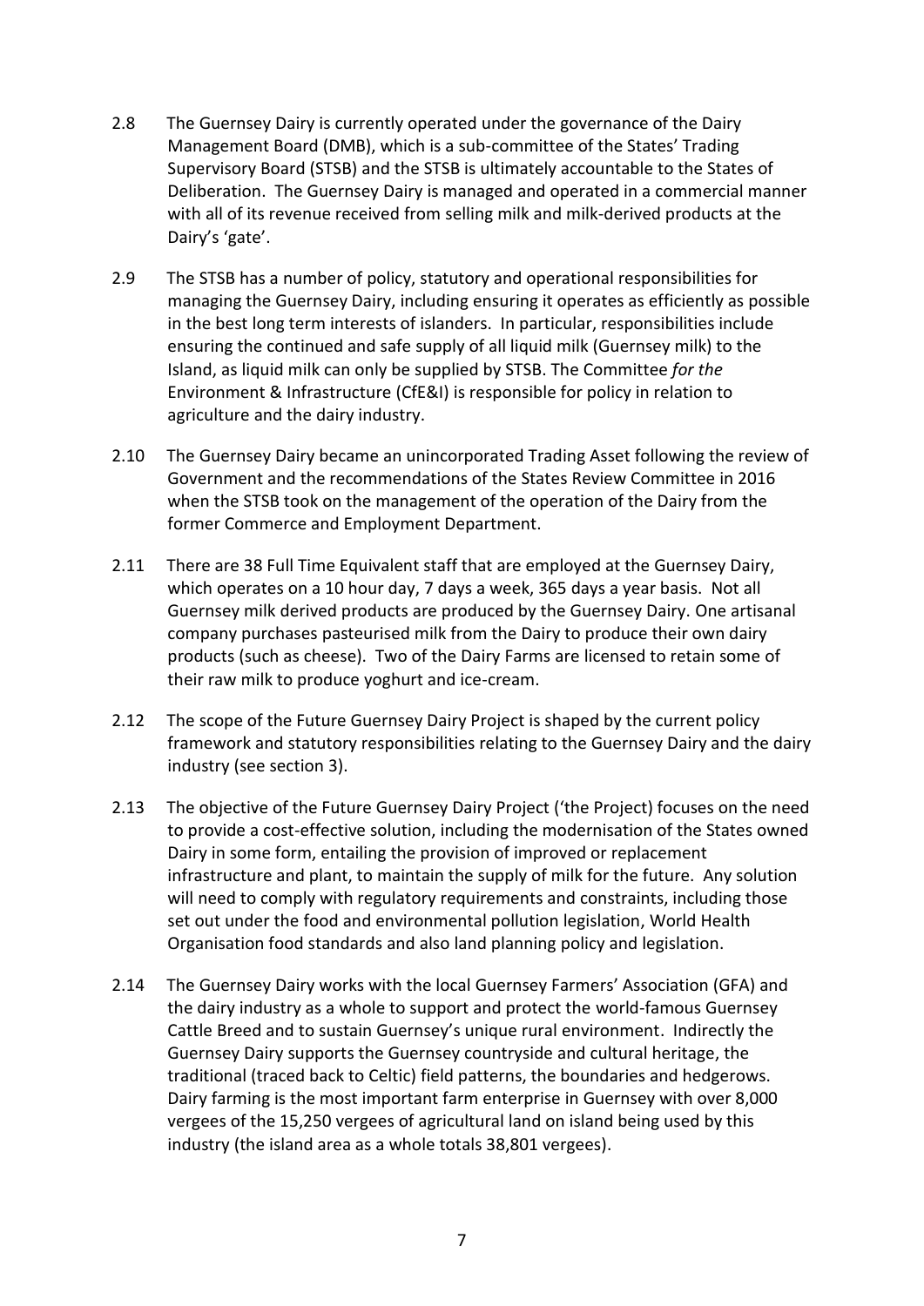2.8 The Guernsey Dairy is currently operated under the governance of the Dairy Management Board (DMB), which is a sub-committee of the States' Trading Supervisory Board (STSB) and the STSB is ultimately accountable to the States of Deliberation. The Guernsey Dairy is managed and operated in a commercial manner with all of its revenue received from selling milk and milk-derived products at the Dairy's 'gate'.

2.9 The STSB has a number of policy, statutory and operational responsibilities for managing the Guernsey Dairy, including ensuring it operates as efficiently as possible in the best long term interests of islanders. In particular, responsibilities include ensuring the continued and safe supply of all liquid milk (Guernsey milk) to the Island, as liquid milk can only be supplied by STSB. The Committee *for the* Environment & Infrastructure (CfE&I) is responsible for policy in relation to agriculture and the dairy industry.

2.10 The Guernsey Dairy became an unincorporated Trading Asset following the review of Government and the recommendations of the States Review Committee in 2016 when the STSB took on the management of the operation of the Dairy from the former Commerce and Employment Department.

2.11 There are 38 Full Time Equivalent staff that are employed at the Guernsey Dairy, which operates on a 10 hour day, 7 days a week, 365 days a year basis. Not all Guernsey milk derived products are produced by the Guernsey Dairy. One artisanal company purchases pasteurised milk from the Dairy to produce their own dairy products (such as cheese). Two of the Dairy Farms are licensed to retain some of their raw milk to produce yoghurt and ice-cream.

2.12 The scope of the Future Guernsey Dairy Project is shaped by the current policy framework and statutory responsibilities relating to the Guernsey Dairy and the dairy industry (see section 3).

2.13 The objective of the Future Guernsey Dairy Project ('the Project) focuses on the need to provide a cost-effective solution, including the modernisation of the States owned Dairy in some form, entailing the provision of improved or replacement infrastructure and plant, to maintain the supply of milk for the future. Any solution will need to comply with regulatory requirements and constraints, including those set out under the food and environmental pollution legislation, World Health Organisation food standards and also land planning policy and legislation.

2.14 The Guernsey Dairy works with the local Guernsey Farmers' Association (GFA) and the dairy industry as a whole to support and protect the world-famous Guernsey Cattle Breed and to sustain Guernsey's unique rural environment. Indirectly the Guernsey Dairy supports the Guernsey countryside and cultural heritage, the traditional (traced back to Celtic) field patterns, the boundaries and hedgerows. Dairy farming is the most important farm enterprise in Guernsey with over 8,000 vergees of the 15,250 vergees of agricultural land on island being used by this industry (the island area as a whole totals 38,801 vergees).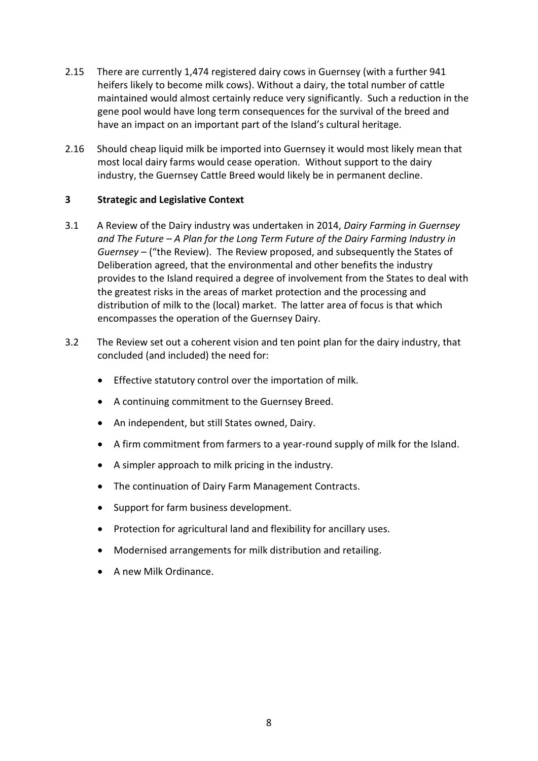2.15 There are currently 1,474 registered dairy cows in Guernsey (with a further 941 heifers likely to become milk cows). Without a dairy, the total number of cattle maintained would almost certainly reduce very significantly. Such a reduction in the gene pool would have long term consequences for the survival of the breed and have an impact on an important part of the Island's cultural heritage.

2.16 Should cheap liquid milk be imported into Guernsey it would most likely mean that most local dairy farms would cease operation. Without support to the dairy industry, the Guernsey Cattle Breed would likely be in permanent decline.

## 3 Strategic and Legislative Context

3.1 A Review of the Dairy industry was undertaken in 2014, *Dairy Farming in Guernsey and The Future – A Plan for the Long Term Future of the Dairy Farming Industry in Guernsey* – ("the Review). The Review proposed, and subsequently the States of Deliberation agreed, that the environmental and other benefits the industry provides to the Island required a degree of involvement from the States to deal with the greatest risks in the areas of market protection and the processing and distribution of milk to the (local) market. The latter area of focus is that which encompasses the operation of the Guernsey Dairy.

3.2 The Review set out a coherent vision and ten point plan for the dairy industry, that concluded (and included) the need for:

- Effective statutory control over the importation of milk.
- A continuing commitment to the Guernsey Breed.
- An independent, but still States owned, Dairy.
- A firm commitment from farmers to a year-round supply of milk for the Island.
- A simpler approach to milk pricing in the industry.
- The continuation of Dairy Farm Management Contracts.
- Support for farm business development.
- Protection for agricultural land and flexibility for ancillary uses.
- Modernised arrangements for milk distribution and retailing.
- A new Milk Ordinance.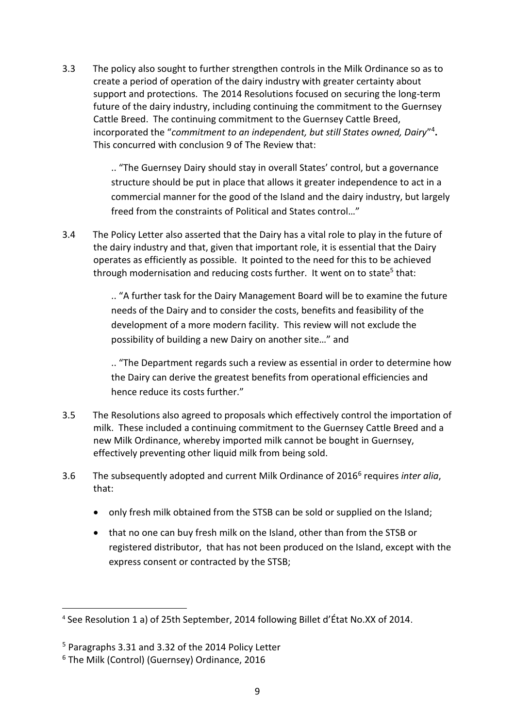3.3 The policy also sought to further strengthen controls in the Milk Ordinance so as to create a period of operation of the dairy industry with greater certainty about support and protections. The 2014 Resolutions focused on securing the long-term future of the dairy industry, including continuing the commitment to the Guernsey Cattle Breed. The continuing commitment to the Guernsey Cattle Breed, incorporated the "*commitment to an independent, but still States owned, Dairy*"[4]. This concurred with conclusion 9 of The Review that:

> .. "The Guernsey Dairy should stay in overall States' control, but a governance structure should be put in place that allows it greater independence to act in a commercial manner for the good of the Island and the dairy industry, but largely freed from the constraints of Political and States control…"

3.4 The Policy Letter also asserted that the Dairy has a vital role to play in the future of the dairy industry and that, given that important role, it is essential that the Dairy operates as efficiently as possible. It pointed to the need for this to be achieved through modernisation and reducing costs further. It went on to state[5] that:

> .. "A further task for the Dairy Management Board will be to examine the future needs of the Dairy and to consider the costs, benefits and feasibility of the development of a more modern facility. This review will not exclude the possibility of building a new Dairy on another site…" and

> .. "The Department regards such a review as essential in order to determine how the Dairy can derive the greatest benefits from operational efficiencies and hence reduce its costs further."

3.5 The Resolutions also agreed to proposals which effectively control the importation of milk. These included a continuing commitment to the Guernsey Cattle Breed and a new Milk Ordinance, whereby imported milk cannot be bought in Guernsey, effectively preventing other liquid milk from being sold.

3.6 The subsequently adopted and current Milk Ordinance of 2016[6] requires *inter alia*, that:

- only fresh milk obtained from the STSB can be sold or supplied on the Island;
- that no one can buy fresh milk on the Island, other than from the STSB or registered distributor, that has not been produced on the Island, except with the express consent or contracted by the STSB;

---

[4] See Resolution 1 a) of 25th September, 2014 following Billet d'État No.XX of 2014.

[5] Paragraphs 3.31 and 3.32 of the 2014 Policy Letter

[6] The Milk (Control) (Guernsey) Ordinance, 2016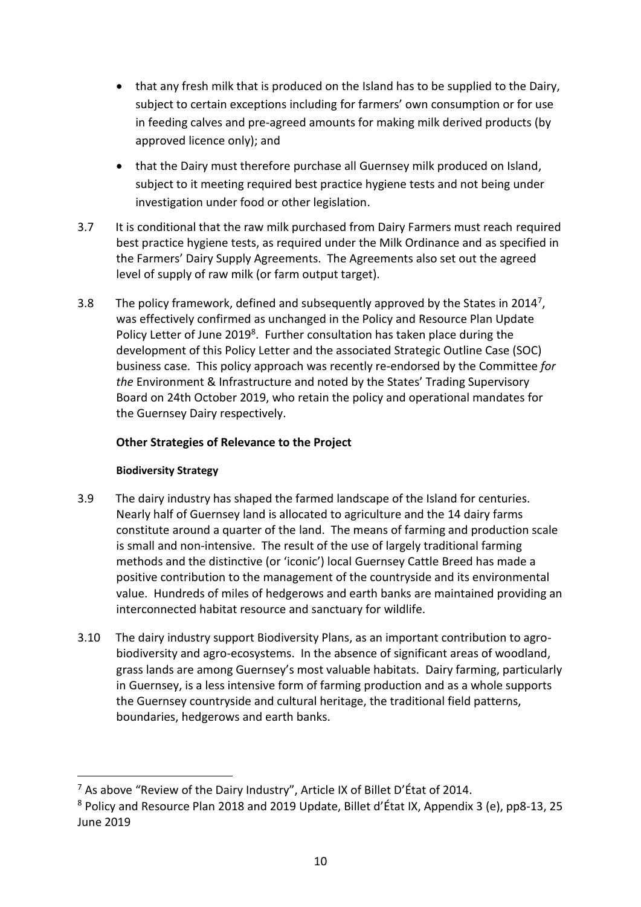- that any fresh milk that is produced on the Island has to be supplied to the Dairy, subject to certain exceptions including for farmers' own consumption or for use in feeding calves and pre-agreed amounts for making milk derived products (by approved licence only); and

- that the Dairy must therefore purchase all Guernsey milk produced on Island, subject to it meeting required best practice hygiene tests and not being under investigation under food or other legislation.

3.7 It is conditional that the raw milk purchased from Dairy Farmers must reach required best practice hygiene tests, as required under the Milk Ordinance and as specified in the Farmers' Dairy Supply Agreements. The Agreements also set out the agreed level of supply of raw milk (or farm output target).

3.8 The policy framework, defined and subsequently approved by the States in 2014[7], was effectively confirmed as unchanged in the Policy and Resource Plan Update Policy Letter of June 2019[8]. Further consultation has taken place during the development of this Policy Letter and the associated Strategic Outline Case (SOC) business case. This policy approach was recently re-endorsed by the Committee *for the* Environment & Infrastructure and noted by the States' Trading Supervisory Board on 24th October 2019, who retain the policy and operational mandates for the Guernsey Dairy respectively.

**Other Strategies of Relevance to the Project**

**Biodiversity Strategy**

3.9 The dairy industry has shaped the farmed landscape of the Island for centuries. Nearly half of Guernsey land is allocated to agriculture and the 14 dairy farms constitute around a quarter of the land. The means of farming and production scale is small and non-intensive. The result of the use of largely traditional farming methods and the distinctive (or 'iconic') local Guernsey Cattle Breed has made a positive contribution to the management of the countryside and its environmental value. Hundreds of miles of hedgerows and earth banks are maintained providing an interconnected habitat resource and sanctuary for wildlife.

3.10 The dairy industry support Biodiversity Plans, as an important contribution to agro-biodiversity and agro-ecosystems. In the absence of significant areas of woodland, grass lands are among Guernsey's most valuable habitats. Dairy farming, particularly in Guernsey, is a less intensive form of farming production and as a whole supports the Guernsey countryside and cultural heritage, the traditional field patterns, boundaries, hedgerows and earth banks.

---

[7] As above "Review of the Dairy Industry", Article IX of Billet D'État of 2014.

[8] Policy and Resource Plan 2018 and 2019 Update, Billet d'État IX, Appendix 3 (e), pp8-13, 25 June 2019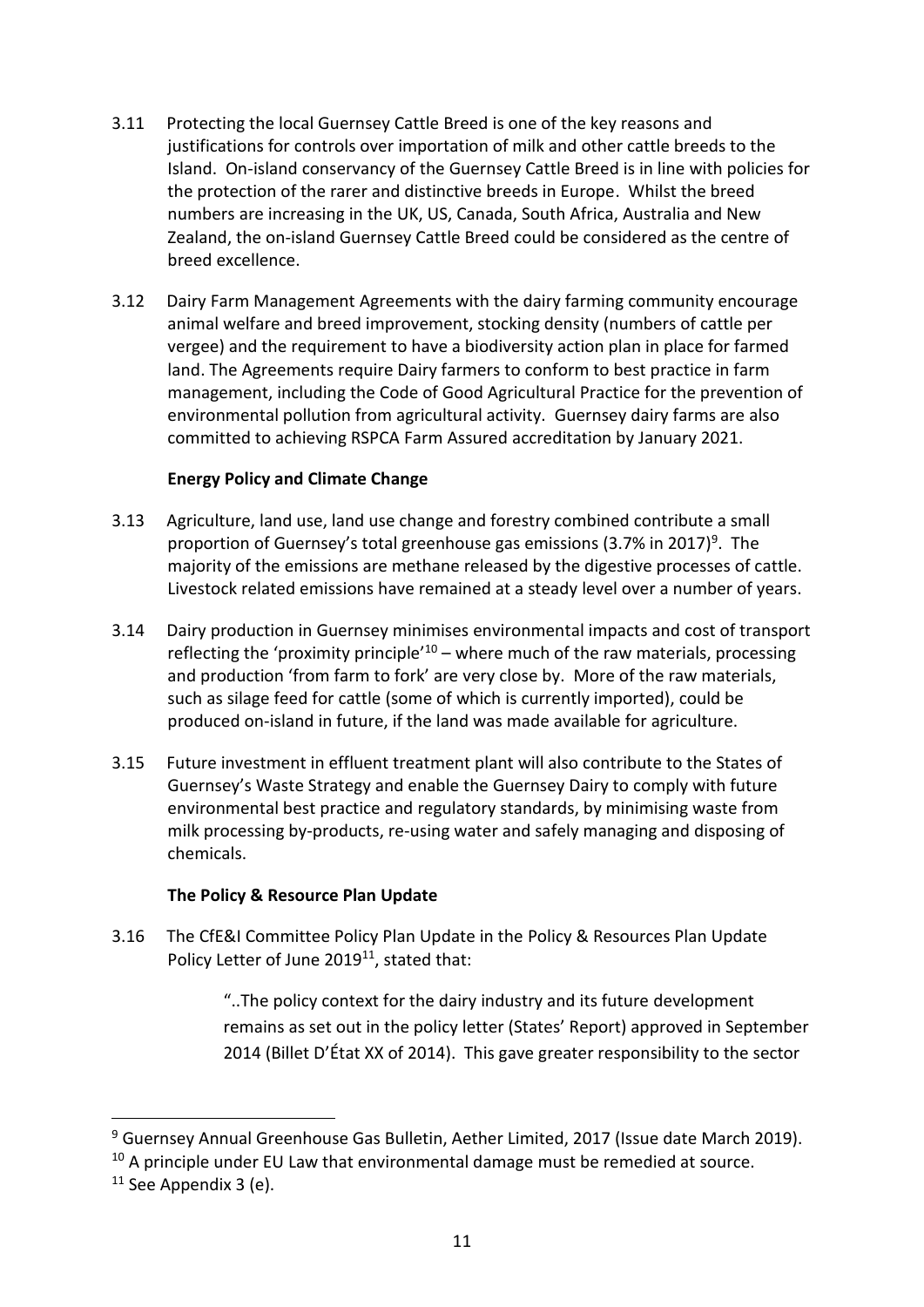3.11 Protecting the local Guernsey Cattle Breed is one of the key reasons and justifications for controls over importation of milk and other cattle breeds to the Island. On-island conservancy of the Guernsey Cattle Breed is in line with policies for the protection of the rarer and distinctive breeds in Europe. Whilst the breed numbers are increasing in the UK, US, Canada, South Africa, Australia and New Zealand, the on-island Guernsey Cattle Breed could be considered as the centre of breed excellence.

3.12 Dairy Farm Management Agreements with the dairy farming community encourage animal welfare and breed improvement, stocking density (numbers of cattle per vergee) and the requirement to have a biodiversity action plan in place for farmed land. The Agreements require Dairy farmers to conform to best practice in farm management, including the Code of Good Agricultural Practice for the prevention of environmental pollution from agricultural activity. Guernsey dairy farms are also committed to achieving RSPCA Farm Assured accreditation by January 2021.

**Energy Policy and Climate Change**

3.13 Agriculture, land use, land use change and forestry combined contribute a small proportion of Guernsey's total greenhouse gas emissions (3.7% in 2017)[9]. The majority of the emissions are methane released by the digestive processes of cattle. Livestock related emissions have remained at a steady level over a number of years.

3.14 Dairy production in Guernsey minimises environmental impacts and cost of transport reflecting the 'proximity principle'[10] – where much of the raw materials, processing and production 'from farm to fork' are very close by. More of the raw materials, such as silage feed for cattle (some of which is currently imported), could be produced on-island in future, if the land was made available for agriculture.

3.15 Future investment in effluent treatment plant will also contribute to the States of Guernsey's Waste Strategy and enable the Guernsey Dairy to comply with future environmental best practice and regulatory standards, by minimising waste from milk processing by-products, re-using water and safely managing and disposing of chemicals.

**The Policy & Resource Plan Update**

3.16 The CfE&I Committee Policy Plan Update in the Policy & Resources Plan Update Policy Letter of June 2019[11], stated that:

> "..The policy context for the dairy industry and its future development remains as set out in the policy letter (States' Report) approved in September 2014 (Billet D'État XX of 2014). This gave greater responsibility to the sector

---

[9] Guernsey Annual Greenhouse Gas Bulletin, Aether Limited, 2017 (Issue date March 2019).

[10] A principle under EU Law that environmental damage must be remedied at source.

[11] See Appendix 3 (e).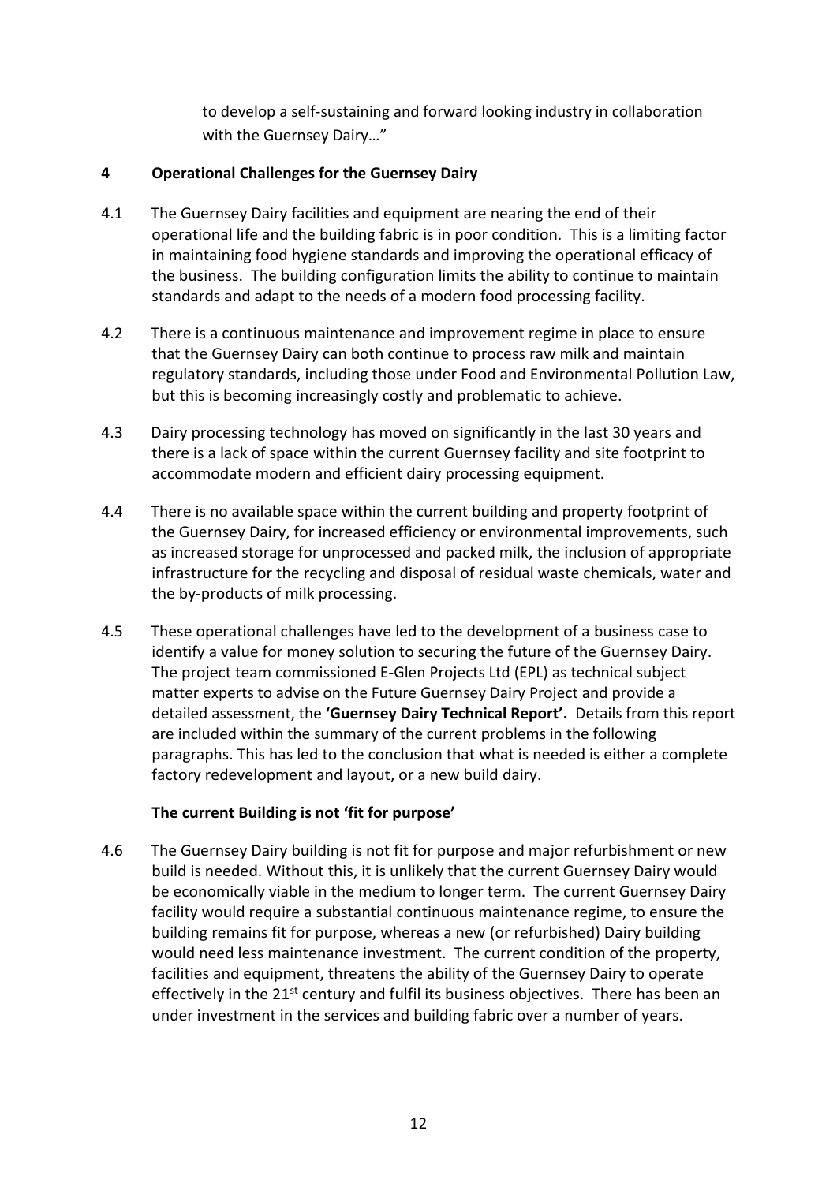to develop a self-sustaining and forward looking industry in collaboration with the Guernsey Dairy…"

## 4 Operational Challenges for the Guernsey Dairy

4.1 The Guernsey Dairy facilities and equipment are nearing the end of their operational life and the building fabric is in poor condition. This is a limiting factor in maintaining food hygiene standards and improving the operational efficacy of the business. The building configuration limits the ability to continue to maintain standards and adapt to the needs of a modern food processing facility.

4.2 There is a continuous maintenance and improvement regime in place to ensure that the Guernsey Dairy can both continue to process raw milk and maintain regulatory standards, including those under Food and Environmental Pollution Law, but this is becoming increasingly costly and problematic to achieve.

4.3 Dairy processing technology has moved on significantly in the last 30 years and there is a lack of space within the current Guernsey facility and site footprint to accommodate modern and efficient dairy processing equipment.

4.4 There is no available space within the current building and property footprint of the Guernsey Dairy, for increased efficiency or environmental improvements, such as increased storage for unprocessed and packed milk, the inclusion of appropriate infrastructure for the recycling and disposal of residual waste chemicals, water and the by-products of milk processing.

4.5 These operational challenges have led to the development of a business case to identify a value for money solution to securing the future of the Guernsey Dairy. The project team commissioned E-Glen Projects Ltd (EPL) as technical subject matter experts to advise on the Future Guernsey Dairy Project and provide a detailed assessment, the **'Guernsey Dairy Technical Report'.** Details from this report are included within the summary of the current problems in the following paragraphs. This has led to the conclusion that what is needed is either a complete factory redevelopment and layout, or a new build dairy.

### The current Building is not 'fit for purpose'

4.6 The Guernsey Dairy building is not fit for purpose and major refurbishment or new build is needed. Without this, it is unlikely that the current Guernsey Dairy would be economically viable in the medium to longer term. The current Guernsey Dairy facility would require a substantial continuous maintenance regime, to ensure the building remains fit for purpose, whereas a new (or refurbished) Dairy building would need less maintenance investment. The current condition of the property, facilities and equipment, threatens the ability of the Guernsey Dairy to operate effectively in the 21st century and fulfil its business objectives. There has been an under investment in the services and building fabric over a number of years.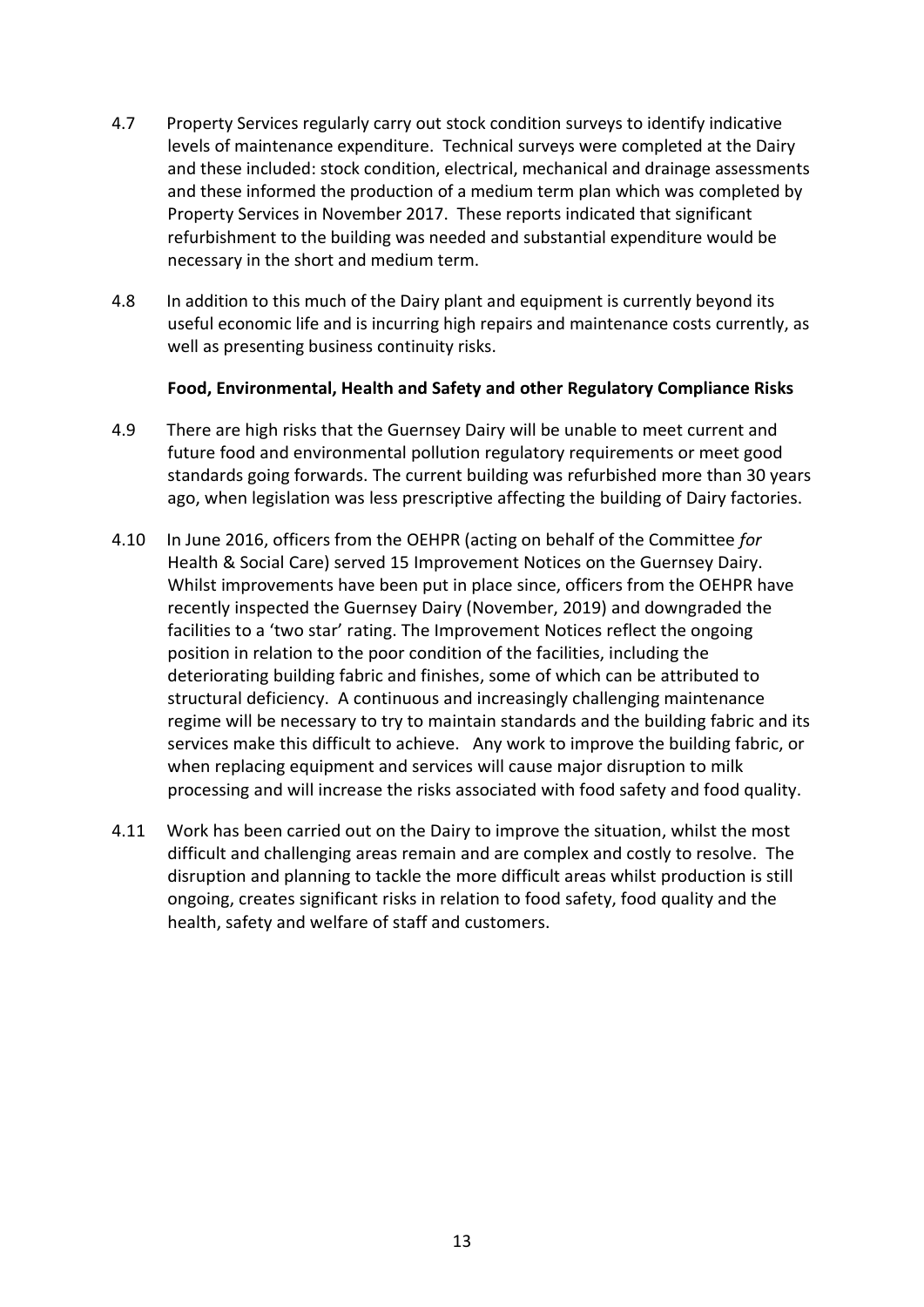4.7 Property Services regularly carry out stock condition surveys to identify indicative levels of maintenance expenditure. Technical surveys were completed at the Dairy and these included: stock condition, electrical, mechanical and drainage assessments and these informed the production of a medium term plan which was completed by Property Services in November 2017. These reports indicated that significant refurbishment to the building was needed and substantial expenditure would be necessary in the short and medium term.

4.8 In addition to this much of the Dairy plant and equipment is currently beyond its useful economic life and is incurring high repairs and maintenance costs currently, as well as presenting business continuity risks.

**Food, Environmental, Health and Safety and other Regulatory Compliance Risks**

4.9 There are high risks that the Guernsey Dairy will be unable to meet current and future food and environmental pollution regulatory requirements or meet good standards going forwards. The current building was refurbished more than 30 years ago, when legislation was less prescriptive affecting the building of Dairy factories.

4.10 In June 2016, officers from the OEHPR (acting on behalf of the Committee *for* Health & Social Care) served 15 Improvement Notices on the Guernsey Dairy. Whilst improvements have been put in place since, officers from the OEHPR have recently inspected the Guernsey Dairy (November, 2019) and downgraded the facilities to a 'two star' rating. The Improvement Notices reflect the ongoing position in relation to the poor condition of the facilities, including the deteriorating building fabric and finishes, some of which can be attributed to structural deficiency. A continuous and increasingly challenging maintenance regime will be necessary to try to maintain standards and the building fabric and its services make this difficult to achieve. Any work to improve the building fabric, or when replacing equipment and services will cause major disruption to milk processing and will increase the risks associated with food safety and food quality.

4.11 Work has been carried out on the Dairy to improve the situation, whilst the most difficult and challenging areas remain and are complex and costly to resolve. The disruption and planning to tackle the more difficult areas whilst production is still ongoing, creates significant risks in relation to food safety, food quality and the health, safety and welfare of staff and customers.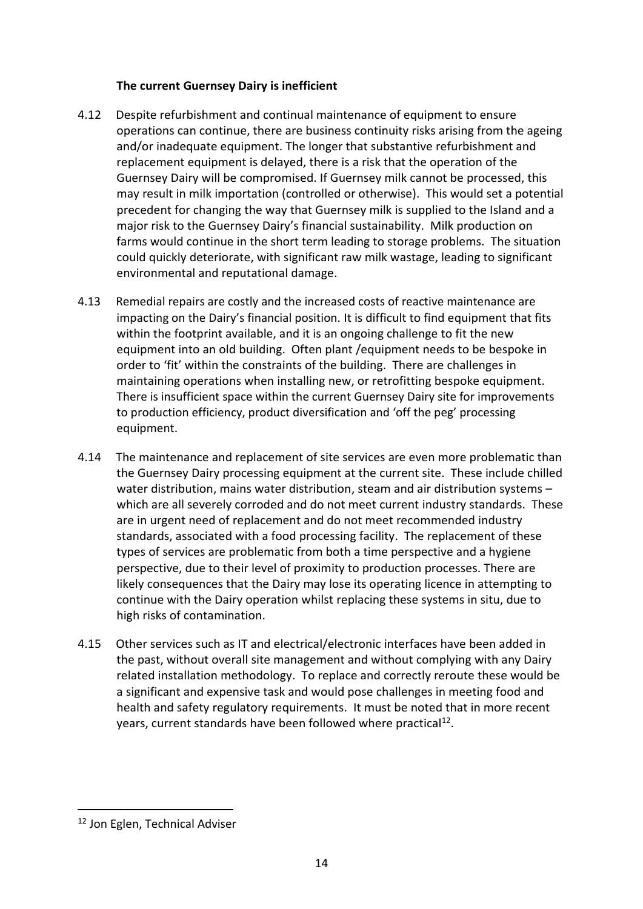**The current Guernsey Dairy is inefficient**

4.12 Despite refurbishment and continual maintenance of equipment to ensure operations can continue, there are business continuity risks arising from the ageing and/or inadequate equipment. The longer that substantive refurbishment and replacement equipment is delayed, there is a risk that the operation of the Guernsey Dairy will be compromised. If Guernsey milk cannot be processed, this may result in milk importation (controlled or otherwise). This would set a potential precedent for changing the way that Guernsey milk is supplied to the Island and a major risk to the Guernsey Dairy's financial sustainability. Milk production on farms would continue in the short term leading to storage problems. The situation could quickly deteriorate, with significant raw milk wastage, leading to significant environmental and reputational damage.

4.13 Remedial repairs are costly and the increased costs of reactive maintenance are impacting on the Dairy's financial position. It is difficult to find equipment that fits within the footprint available, and it is an ongoing challenge to fit the new equipment into an old building. Often plant /equipment needs to be bespoke in order to 'fit' within the constraints of the building. There are challenges in maintaining operations when installing new, or retrofitting bespoke equipment. There is insufficient space within the current Guernsey Dairy site for improvements to production efficiency, product diversification and 'off the peg' processing equipment.

4.14 The maintenance and replacement of site services are even more problematic than the Guernsey Dairy processing equipment at the current site. These include chilled water distribution, mains water distribution, steam and air distribution systems – which are all severely corroded and do not meet current industry standards. These are in urgent need of replacement and do not meet recommended industry standards, associated with a food processing facility. The replacement of these types of services are problematic from both a time perspective and a hygiene perspective, due to their level of proximity to production processes. There are likely consequences that the Dairy may lose its operating licence in attempting to continue with the Dairy operation whilst replacing these systems in situ, due to high risks of contamination.

4.15 Other services such as IT and electrical/electronic interfaces have been added in the past, without overall site management and without complying with any Dairy related installation methodology. To replace and correctly reroute these would be a significant and expensive task and would pose challenges in meeting food and health and safety regulatory requirements. It must be noted that in more recent years, current standards have been followed where practical[12].

---

[12] Jon Eglen, Technical Adviser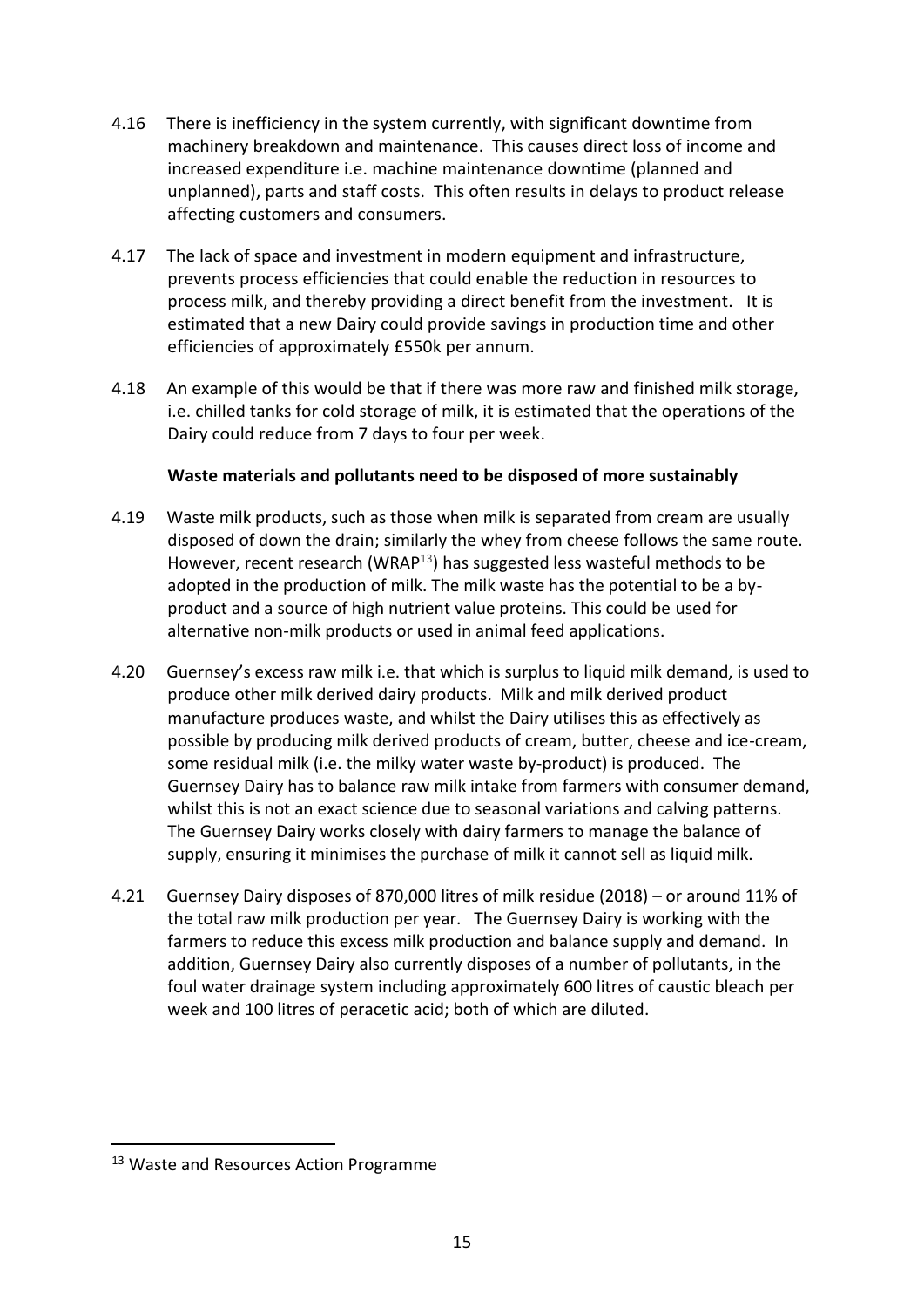4.16 There is inefficiency in the system currently, with significant downtime from machinery breakdown and maintenance. This causes direct loss of income and increased expenditure i.e. machine maintenance downtime (planned and unplanned), parts and staff costs. This often results in delays to product release affecting customers and consumers.

4.17 The lack of space and investment in modern equipment and infrastructure, prevents process efficiencies that could enable the reduction in resources to process milk, and thereby providing a direct benefit from the investment. It is estimated that a new Dairy could provide savings in production time and other efficiencies of approximately £550k per annum.

4.18 An example of this would be that if there was more raw and finished milk storage, i.e. chilled tanks for cold storage of milk, it is estimated that the operations of the Dairy could reduce from 7 days to four per week.

**Waste materials and pollutants need to be disposed of more sustainably**

4.19 Waste milk products, such as those when milk is separated from cream are usually disposed of down the drain; similarly the whey from cheese follows the same route. However, recent research (WRAP[13]) has suggested less wasteful methods to be adopted in the production of milk. The milk waste has the potential to be a by-product and a source of high nutrient value proteins. This could be used for alternative non-milk products or used in animal feed applications.

4.20 Guernsey's excess raw milk i.e. that which is surplus to liquid milk demand, is used to produce other milk derived dairy products. Milk and milk derived product manufacture produces waste, and whilst the Dairy utilises this as effectively as possible by producing milk derived products of cream, butter, cheese and ice-cream, some residual milk (i.e. the milky water waste by-product) is produced. The Guernsey Dairy has to balance raw milk intake from farmers with consumer demand, whilst this is not an exact science due to seasonal variations and calving patterns. The Guernsey Dairy works closely with dairy farmers to manage the balance of supply, ensuring it minimises the purchase of milk it cannot sell as liquid milk.

4.21 Guernsey Dairy disposes of 870,000 litres of milk residue (2018) – or around 11% of the total raw milk production per year. The Guernsey Dairy is working with the farmers to reduce this excess milk production and balance supply and demand. In addition, Guernsey Dairy also currently disposes of a number of pollutants, in the foul water drainage system including approximately 600 litres of caustic bleach per week and 100 litres of peracetic acid; both of which are diluted.

[13] Waste and Resources Action Programme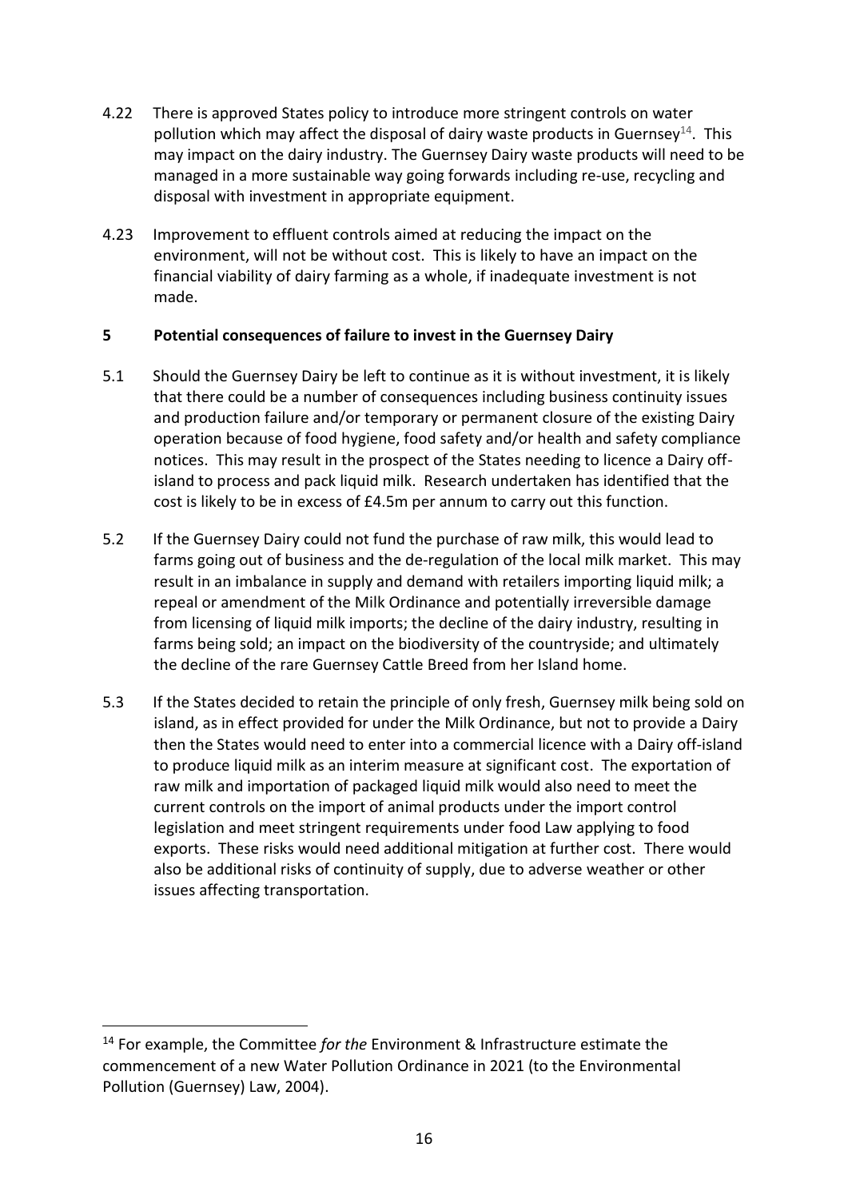4.22 There is approved States policy to introduce more stringent controls on water pollution which may affect the disposal of dairy waste products in Guernsey[14]. This may impact on the dairy industry. The Guernsey Dairy waste products will need to be managed in a more sustainable way going forwards including re-use, recycling and disposal with investment in appropriate equipment.

4.23 Improvement to effluent controls aimed at reducing the impact on the environment, will not be without cost. This is likely to have an impact on the financial viability of dairy farming as a whole, if inadequate investment is not made.

## 5 Potential consequences of failure to invest in the Guernsey Dairy

5.1 Should the Guernsey Dairy be left to continue as it is without investment, it is likely that there could be a number of consequences including business continuity issues and production failure and/or temporary or permanent closure of the existing Dairy operation because of food hygiene, food safety and/or health and safety compliance notices. This may result in the prospect of the States needing to licence a Dairy off-island to process and pack liquid milk. Research undertaken has identified that the cost is likely to be in excess of £4.5m per annum to carry out this function.

5.2 If the Guernsey Dairy could not fund the purchase of raw milk, this would lead to farms going out of business and the de-regulation of the local milk market. This may result in an imbalance in supply and demand with retailers importing liquid milk; a repeal or amendment of the Milk Ordinance and potentially irreversible damage from licensing of liquid milk imports; the decline of the dairy industry, resulting in farms being sold; an impact on the biodiversity of the countryside; and ultimately the decline of the rare Guernsey Cattle Breed from her Island home.

5.3 If the States decided to retain the principle of only fresh, Guernsey milk being sold on island, as in effect provided for under the Milk Ordinance, but not to provide a Dairy then the States would need to enter into a commercial licence with a Dairy off-island to produce liquid milk as an interim measure at significant cost. The exportation of raw milk and importation of packaged liquid milk would also need to meet the current controls on the import of animal products under the import control legislation and meet stringent requirements under food Law applying to food exports. These risks would need additional mitigation at further cost. There would also be additional risks of continuity of supply, due to adverse weather or other issues affecting transportation.

---

[14] For example, the Committee *for the* Environment & Infrastructure estimate the commencement of a new Water Pollution Ordinance in 2021 (to the Environmental Pollution (Guernsey) Law, 2004).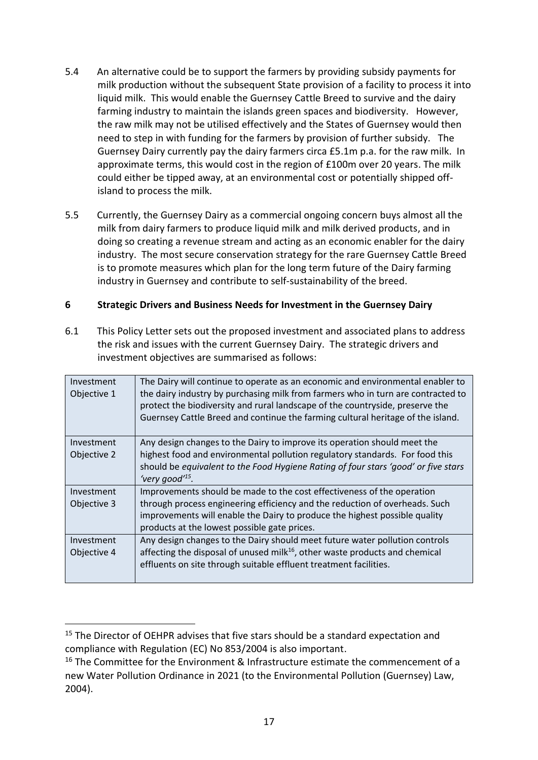5.4 An alternative could be to support the farmers by providing subsidy payments for milk production without the subsequent State provision of a facility to process it into liquid milk. This would enable the Guernsey Cattle Breed to survive and the dairy farming industry to maintain the islands green spaces and biodiversity. However, the raw milk may not be utilised effectively and the States of Guernsey would then need to step in with funding for the farmers by provision of further subsidy. The Guernsey Dairy currently pay the dairy farmers circa £5.1m p.a. for the raw milk. In approximate terms, this would cost in the region of £100m over 20 years. The milk could either be tipped away, at an environmental cost or potentially shipped off-island to process the milk.

5.5 Currently, the Guernsey Dairy as a commercial ongoing concern buys almost all the milk from dairy farmers to produce liquid milk and milk derived products, and in doing so creating a revenue stream and acting as an economic enabler for the dairy industry. The most secure conservation strategy for the rare Guernsey Cattle Breed is to promote measures which plan for the long term future of the Dairy farming industry in Guernsey and contribute to self-sustainability of the breed.

## 6 Strategic Drivers and Business Needs for Investment in the Guernsey Dairy

6.1 This Policy Letter sets out the proposed investment and associated plans to address the risk and issues with the current Guernsey Dairy. The strategic drivers and investment objectives are summarised as follows:

| | |
|---|---|
| Investment Objective 1 | The Dairy will continue to operate as an economic and environmental enabler to the dairy industry by purchasing milk from farmers who in turn are contracted to protect the biodiversity and rural landscape of the countryside, preserve the Guernsey Cattle Breed and continue the farming cultural heritage of the island. |
| Investment Objective 2 | Any design changes to the Dairy to improve its operation should meet the highest food and environmental pollution regulatory standards. For food this should be *equivalent to the Food Hygiene Rating of four stars 'good' or five stars 'very good'*[15]. |
| Investment Objective 3 | Improvements should be made to the cost effectiveness of the operation through process engineering efficiency and the reduction of overheads. Such improvements will enable the Dairy to produce the highest possible quality products at the lowest possible gate prices. |
| Investment Objective 4 | Any design changes to the Dairy should meet future water pollution controls affecting the disposal of unused milk[16], other waste products and chemical effluents on site through suitable effluent treatment facilities. |

---

[15] The Director of OEHPR advises that five stars should be a standard expectation and compliance with Regulation (EC) No 853/2004 is also important.

[16] The Committee for the Environment & Infrastructure estimate the commencement of a new Water Pollution Ordinance in 2021 (to the Environmental Pollution (Guernsey) Law, 2004).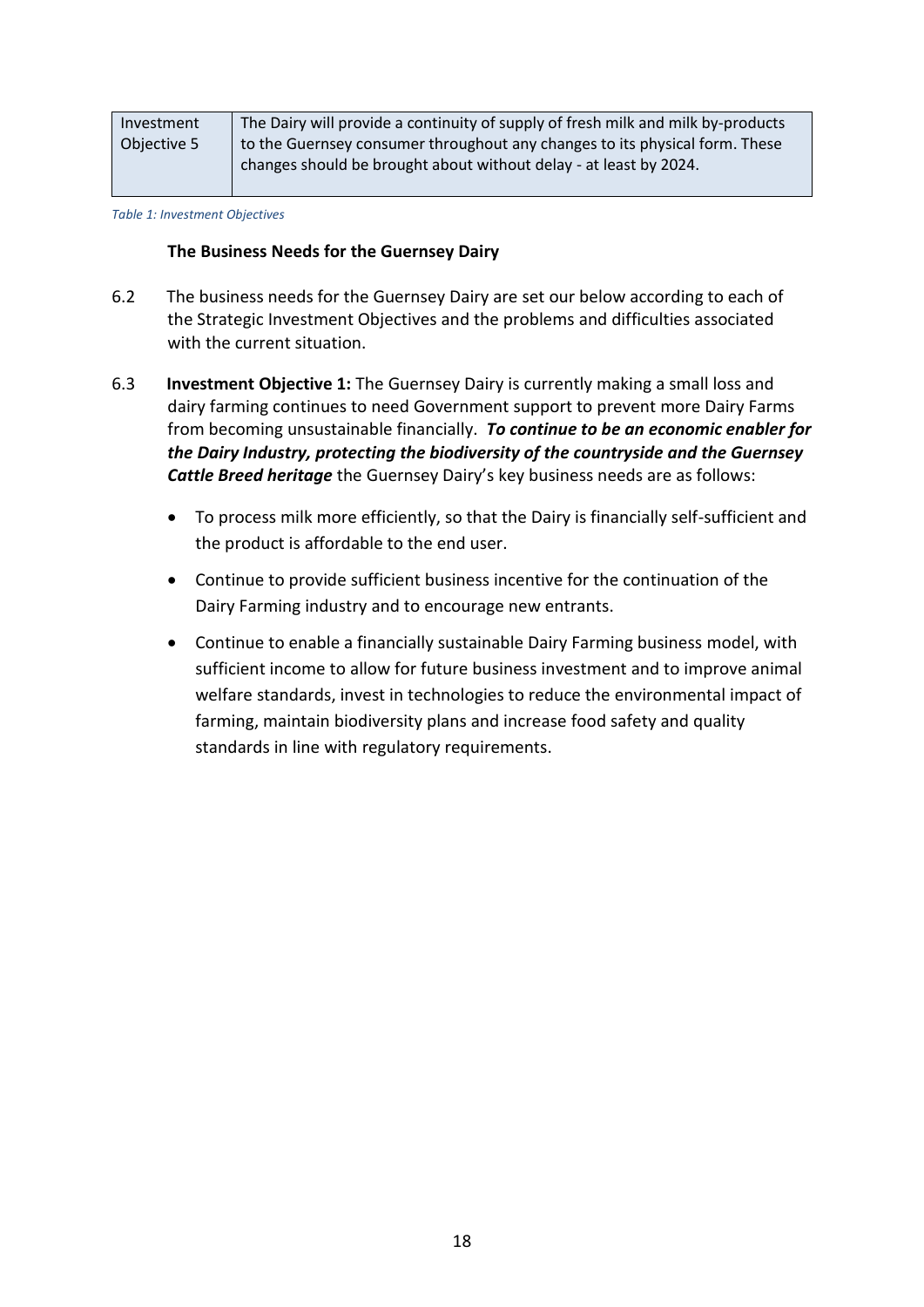| Investment Objective 5 | The Dairy will provide a continuity of supply of fresh milk and milk by-products to the Guernsey consumer throughout any changes to its physical form. These changes should be brought about without delay - at least by 2024. |
|---|---|

*Table 1: Investment Objectives*

**The Business Needs for the Guernsey Dairy**

6.2 The business needs for the Guernsey Dairy are set our below according to each of the Strategic Investment Objectives and the problems and difficulties associated with the current situation.

6.3 **Investment Objective 1:** The Guernsey Dairy is currently making a small loss and dairy farming continues to need Government support to prevent more Dairy Farms from becoming unsustainable financially. ***To continue to be an economic enabler for the Dairy Industry, protecting the biodiversity of the countryside and the Guernsey Cattle Breed heritage*** the Guernsey Dairy's key business needs are as follows:

- To process milk more efficiently, so that the Dairy is financially self-sufficient and the product is affordable to the end user.
- Continue to provide sufficient business incentive for the continuation of the Dairy Farming industry and to encourage new entrants.
- Continue to enable a financially sustainable Dairy Farming business model, with sufficient income to allow for future business investment and to improve animal welfare standards, invest in technologies to reduce the environmental impact of farming, maintain biodiversity plans and increase food safety and quality standards in line with regulatory requirements.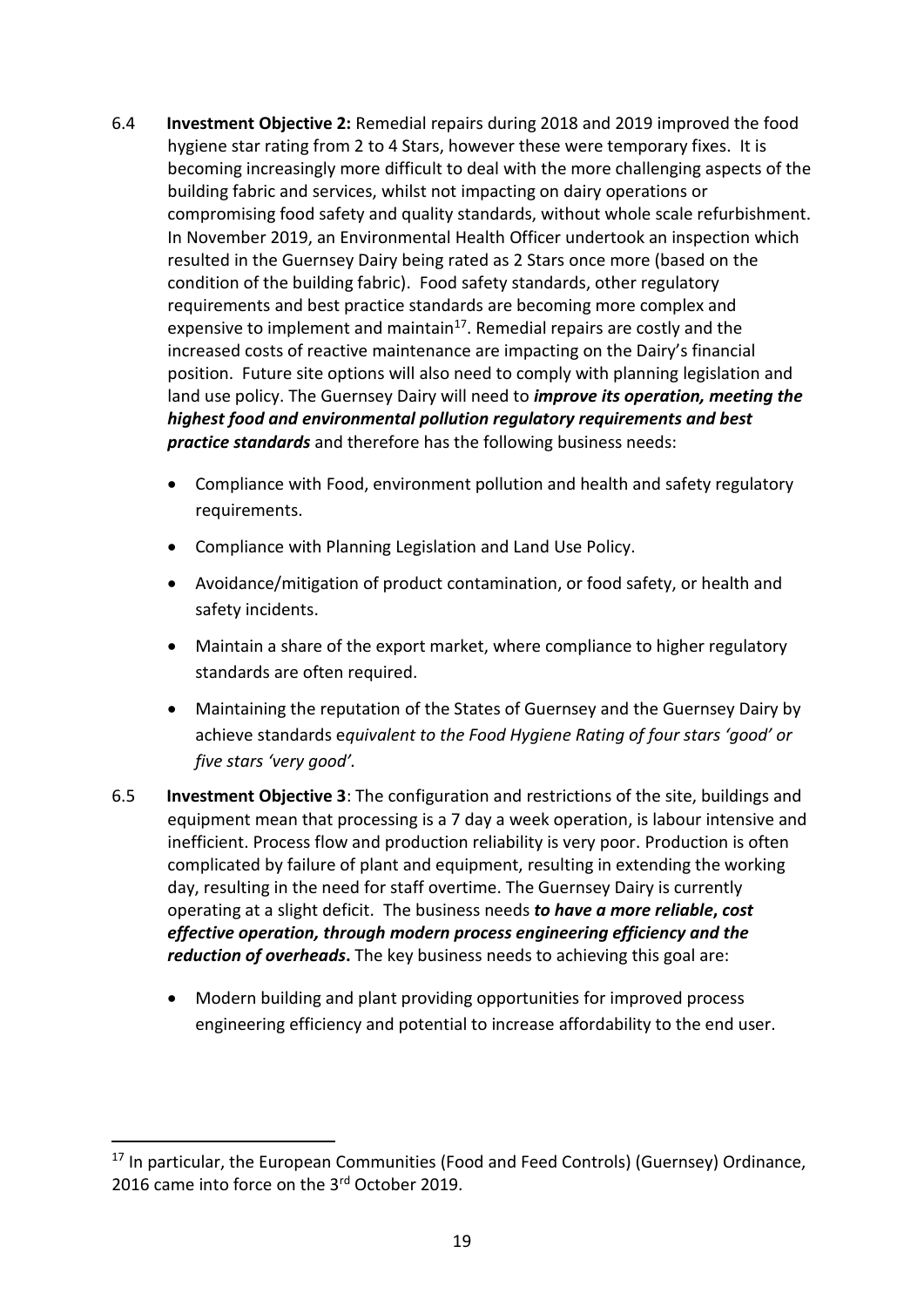6.4 **Investment Objective 2:** Remedial repairs during 2018 and 2019 improved the food hygiene star rating from 2 to 4 Stars, however these were temporary fixes. It is becoming increasingly more difficult to deal with the more challenging aspects of the building fabric and services, whilst not impacting on dairy operations or compromising food safety and quality standards, without whole scale refurbishment. In November 2019, an Environmental Health Officer undertook an inspection which resulted in the Guernsey Dairy being rated as 2 Stars once more (based on the condition of the building fabric). Food safety standards, other regulatory requirements and best practice standards are becoming more complex and expensive to implement and maintain[17]. Remedial repairs are costly and the increased costs of reactive maintenance are impacting on the Dairy's financial position. Future site options will also need to comply with planning legislation and land use policy. The Guernsey Dairy will need to ***improve its operation, meeting the highest food and environmental pollution regulatory requirements and best practice standards*** and therefore has the following business needs:

- Compliance with Food, environment pollution and health and safety regulatory requirements.
- Compliance with Planning Legislation and Land Use Policy.
- Avoidance/mitigation of product contamination, or food safety, or health and safety incidents.
- Maintain a share of the export market, where compliance to higher regulatory standards are often required.
- Maintaining the reputation of the States of Guernsey and the Guernsey Dairy by achieve standards e*quivalent to the Food Hygiene Rating of four stars 'good' or five stars 'very good'.*

6.5 **Investment Objective 3**: The configuration and restrictions of the site, buildings and equipment mean that processing is a 7 day a week operation, is labour intensive and inefficient. Process flow and production reliability is very poor. Production is often complicated by failure of plant and equipment, resulting in extending the working day, resulting in the need for staff overtime. The Guernsey Dairy is currently operating at a slight deficit. The business needs ***to have a more reliable, cost effective operation, through modern process engineering efficiency and the reduction of overheads***. The key business needs to achieving this goal are:

- Modern building and plant providing opportunities for improved process engineering efficiency and potential to increase affordability to the end user.

[17] In particular, the European Communities (Food and Feed Controls) (Guernsey) Ordinance, 2016 came into force on the 3rd October 2019.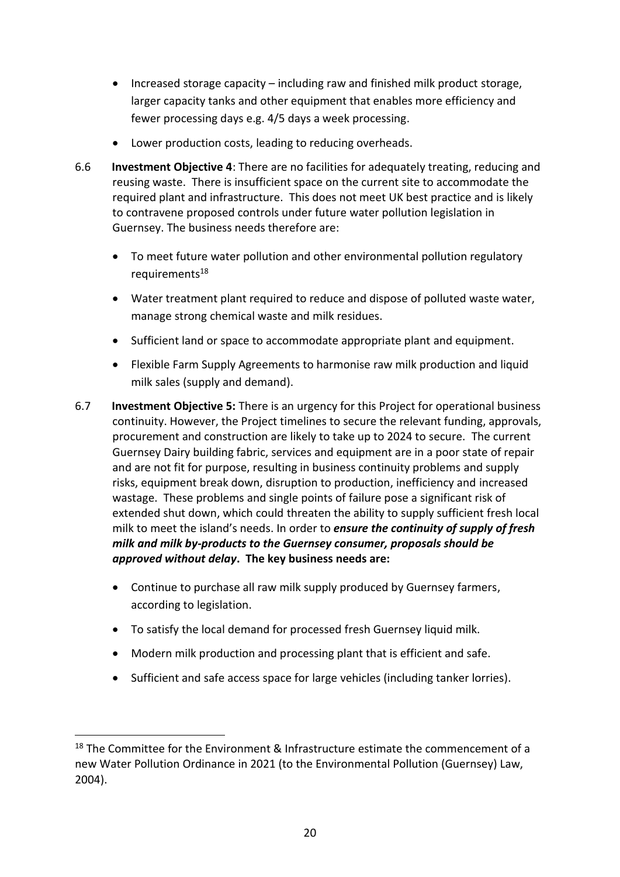- Increased storage capacity – including raw and finished milk product storage, larger capacity tanks and other equipment that enables more efficiency and fewer processing days e.g. 4/5 days a week processing.
- Lower production costs, leading to reducing overheads.

6.6 **Investment Objective 4**: There are no facilities for adequately treating, reducing and reusing waste. There is insufficient space on the current site to accommodate the required plant and infrastructure. This does not meet UK best practice and is likely to contravene proposed controls under future water pollution legislation in Guernsey. The business needs therefore are:

- To meet future water pollution and other environmental pollution regulatory requirements[18]
- Water treatment plant required to reduce and dispose of polluted waste water, manage strong chemical waste and milk residues.
- Sufficient land or space to accommodate appropriate plant and equipment.
- Flexible Farm Supply Agreements to harmonise raw milk production and liquid milk sales (supply and demand).

6.7 **Investment Objective 5:** There is an urgency for this Project for operational business continuity. However, the Project timelines to secure the relevant funding, approvals, procurement and construction are likely to take up to 2024 to secure. The current Guernsey Dairy building fabric, services and equipment are in a poor state of repair and are not fit for purpose, resulting in business continuity problems and supply risks, equipment break down, disruption to production, inefficiency and increased wastage. These problems and single points of failure pose a significant risk of extended shut down, which could threaten the ability to supply sufficient fresh local milk to meet the island's needs. In order to ***ensure the continuity of supply of fresh milk and milk by-products to the Guernsey consumer, proposals should be approved without delay*****. The key business needs are:**

- Continue to purchase all raw milk supply produced by Guernsey farmers, according to legislation.
- To satisfy the local demand for processed fresh Guernsey liquid milk.
- Modern milk production and processing plant that is efficient and safe.
- Sufficient and safe access space for large vehicles (including tanker lorries).

[18] The Committee for the Environment & Infrastructure estimate the commencement of a new Water Pollution Ordinance in 2021 (to the Environmental Pollution (Guernsey) Law, 2004).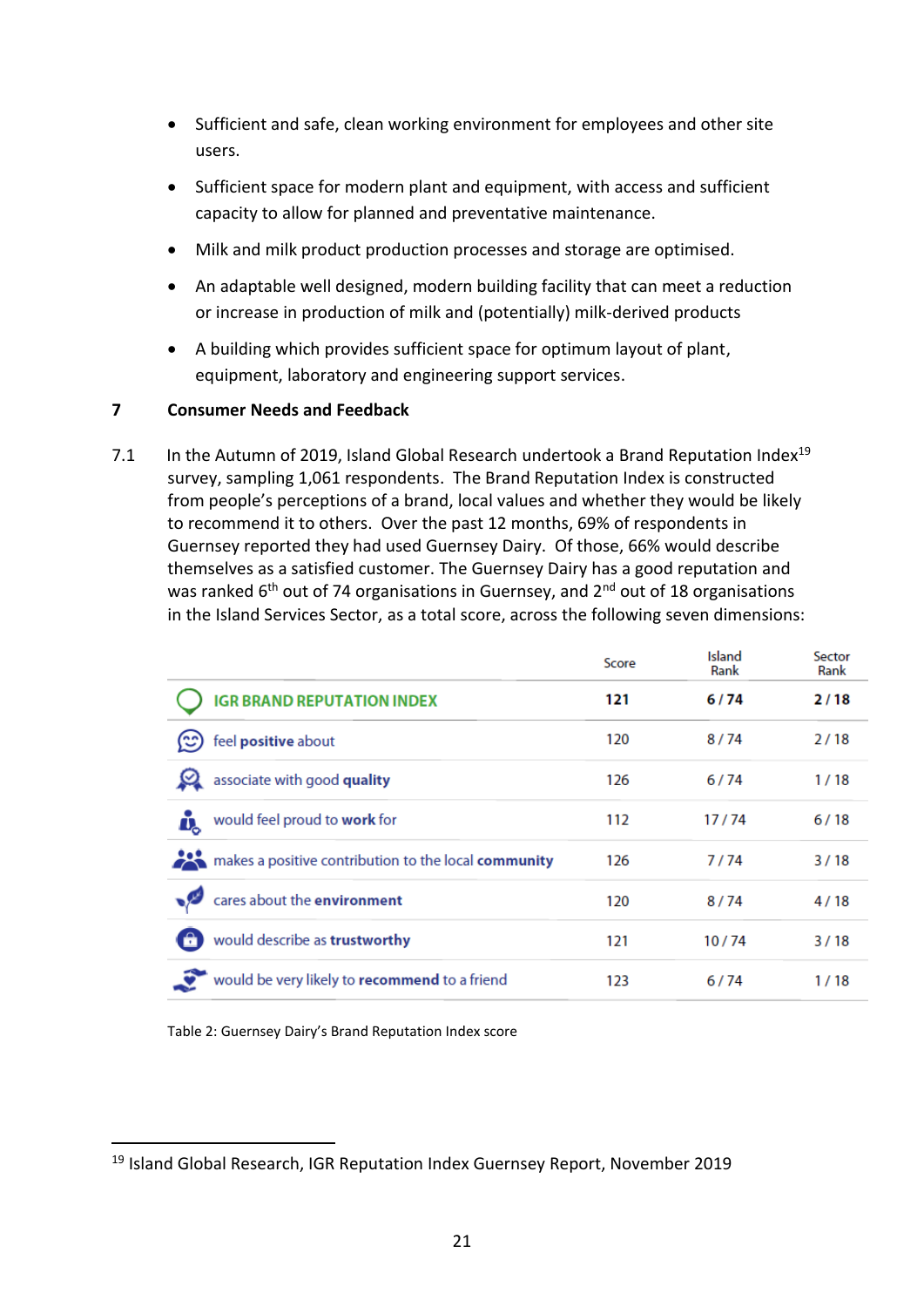- Sufficient and safe, clean working environment for employees and other site users.
- Sufficient space for modern plant and equipment, with access and sufficient capacity to allow for planned and preventative maintenance.
- Milk and milk product production processes and storage are optimised.
- An adaptable well designed, modern building facility that can meet a reduction or increase in production of milk and (potentially) milk-derived products
- A building which provides sufficient space for optimum layout of plant, equipment, laboratory and engineering support services.

## 7 Consumer Needs and Feedback

7.1 In the Autumn of 2019, Island Global Research undertook a Brand Reputation Index[19] survey, sampling 1,061 respondents. The Brand Reputation Index is constructed from people's perceptions of a brand, local values and whether they would be likely to recommend it to others. Over the past 12 months, 69% of respondents in Guernsey reported they had used Guernsey Dairy. Of those, 66% would describe themselves as a satisfied customer. The Guernsey Dairy has a good reputation and was ranked 6th out of 74 organisations in Guernsey, and 2nd out of 18 organisations in the Island Services Sector, as a total score, across the following seven dimensions:

| | Score | Island Rank | Sector Rank |
|---|---|---|---|
| **IGR BRAND REPUTATION INDEX** | **121** | **6 / 74** | **2 / 18** |
| feel **positive** about | 120 | 8 / 74 | 2 / 18 |
| associate with good **quality** | 126 | 6 / 74 | 1 / 18 |
| would feel proud to **work** for | 112 | 17 / 74 | 6 / 18 |
| makes a positive contribution to the local **community** | 126 | 7 / 74 | 3 / 18 |
| cares about the **environment** | 120 | 8 / 74 | 4 / 18 |
| would describe as **trustworthy** | 121 | 10 / 74 | 3 / 18 |
| would be very likely to **recommend** to a friend | 123 | 6 / 74 | 1 / 18 |

Table 2: Guernsey Dairy's Brand Reputation Index score

[19] Island Global Research, IGR Reputation Index Guernsey Report, November 2019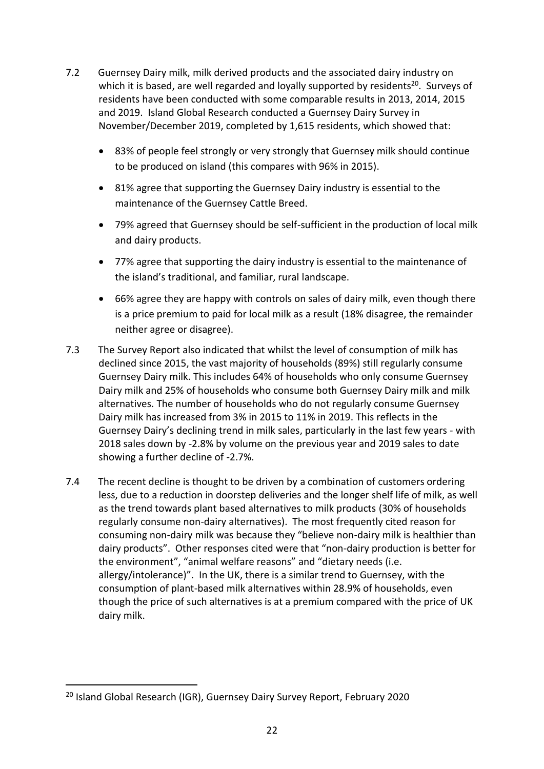7.2 Guernsey Dairy milk, milk derived products and the associated dairy industry on which it is based, are well regarded and loyally supported by residents[20]. Surveys of residents have been conducted with some comparable results in 2013, 2014, 2015 and 2019. Island Global Research conducted a Guernsey Dairy Survey in November/December 2019, completed by 1,615 residents, which showed that:

- 83% of people feel strongly or very strongly that Guernsey milk should continue to be produced on island (this compares with 96% in 2015).
- 81% agree that supporting the Guernsey Dairy industry is essential to the maintenance of the Guernsey Cattle Breed.
- 79% agreed that Guernsey should be self-sufficient in the production of local milk and dairy products.
- 77% agree that supporting the dairy industry is essential to the maintenance of the island's traditional, and familiar, rural landscape.
- 66% agree they are happy with controls on sales of dairy milk, even though there is a price premium to paid for local milk as a result (18% disagree, the remainder neither agree or disagree).

7.3 The Survey Report also indicated that whilst the level of consumption of milk has declined since 2015, the vast majority of households (89%) still regularly consume Guernsey Dairy milk. This includes 64% of households who only consume Guernsey Dairy milk and 25% of households who consume both Guernsey Dairy milk and milk alternatives. The number of households who do not regularly consume Guernsey Dairy milk has increased from 3% in 2015 to 11% in 2019. This reflects in the Guernsey Dairy's declining trend in milk sales, particularly in the last few years - with 2018 sales down by -2.8% by volume on the previous year and 2019 sales to date showing a further decline of -2.7%.

7.4 The recent decline is thought to be driven by a combination of customers ordering less, due to a reduction in doorstep deliveries and the longer shelf life of milk, as well as the trend towards plant based alternatives to milk products (30% of households regularly consume non-dairy alternatives). The most frequently cited reason for consuming non-dairy milk was because they "believe non-dairy milk is healthier than dairy products". Other responses cited were that "non-dairy production is better for the environment", "animal welfare reasons" and "dietary needs (i.e. allergy/intolerance)". In the UK, there is a similar trend to Guernsey, with the consumption of plant-based milk alternatives within 28.9% of households, even though the price of such alternatives is at a premium compared with the price of UK dairy milk.

[20] Island Global Research (IGR), Guernsey Dairy Survey Report, February 2020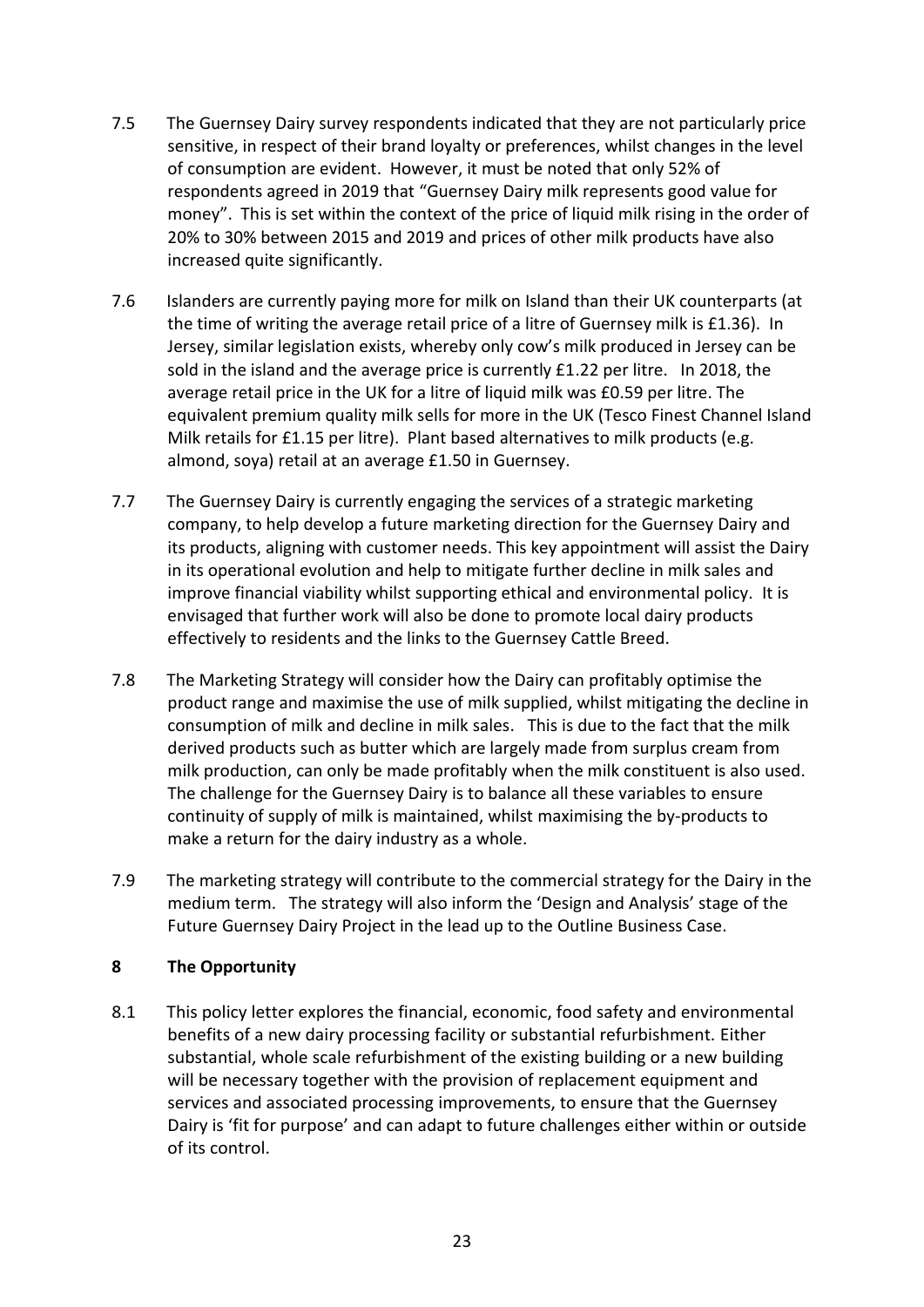7.5 The Guernsey Dairy survey respondents indicated that they are not particularly price sensitive, in respect of their brand loyalty or preferences, whilst changes in the level of consumption are evident. However, it must be noted that only 52% of respondents agreed in 2019 that "Guernsey Dairy milk represents good value for money". This is set within the context of the price of liquid milk rising in the order of 20% to 30% between 2015 and 2019 and prices of other milk products have also increased quite significantly.

7.6 Islanders are currently paying more for milk on Island than their UK counterparts (at the time of writing the average retail price of a litre of Guernsey milk is £1.36). In Jersey, similar legislation exists, whereby only cow's milk produced in Jersey can be sold in the island and the average price is currently £1.22 per litre. In 2018, the average retail price in the UK for a litre of liquid milk was £0.59 per litre. The equivalent premium quality milk sells for more in the UK (Tesco Finest Channel Island Milk retails for £1.15 per litre). Plant based alternatives to milk products (e.g. almond, soya) retail at an average £1.50 in Guernsey.

7.7 The Guernsey Dairy is currently engaging the services of a strategic marketing company, to help develop a future marketing direction for the Guernsey Dairy and its products, aligning with customer needs. This key appointment will assist the Dairy in its operational evolution and help to mitigate further decline in milk sales and improve financial viability whilst supporting ethical and environmental policy. It is envisaged that further work will also be done to promote local dairy products effectively to residents and the links to the Guernsey Cattle Breed.

7.8 The Marketing Strategy will consider how the Dairy can profitably optimise the product range and maximise the use of milk supplied, whilst mitigating the decline in consumption of milk and decline in milk sales. This is due to the fact that the milk derived products such as butter which are largely made from surplus cream from milk production, can only be made profitably when the milk constituent is also used. The challenge for the Guernsey Dairy is to balance all these variables to ensure continuity of supply of milk is maintained, whilst maximising the by-products to make a return for the dairy industry as a whole.

7.9 The marketing strategy will contribute to the commercial strategy for the Dairy in the medium term. The strategy will also inform the 'Design and Analysis' stage of the Future Guernsey Dairy Project in the lead up to the Outline Business Case.

## 8 The Opportunity

8.1 This policy letter explores the financial, economic, food safety and environmental benefits of a new dairy processing facility or substantial refurbishment. Either substantial, whole scale refurbishment of the existing building or a new building will be necessary together with the provision of replacement equipment and services and associated processing improvements, to ensure that the Guernsey Dairy is 'fit for purpose' and can adapt to future challenges either within or outside of its control.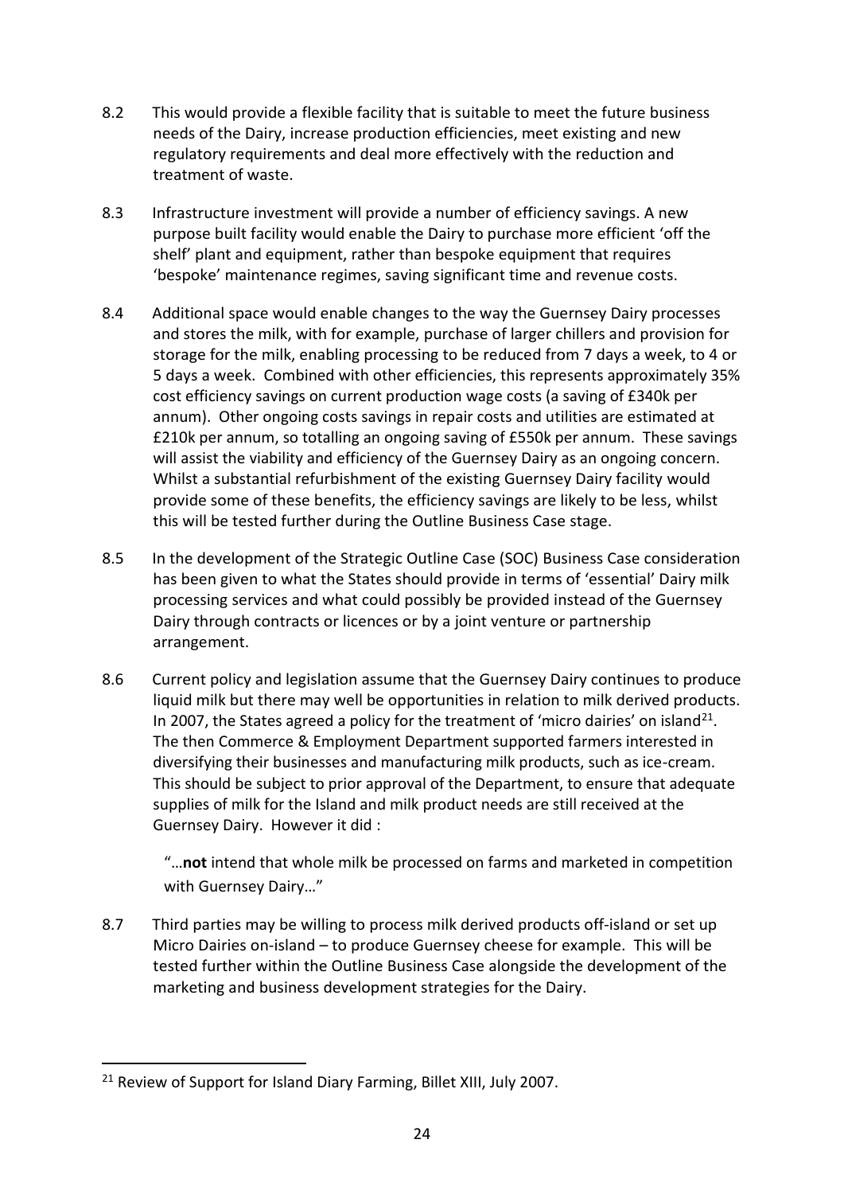8.2 This would provide a flexible facility that is suitable to meet the future business needs of the Dairy, increase production efficiencies, meet existing and new regulatory requirements and deal more effectively with the reduction and treatment of waste.

8.3 Infrastructure investment will provide a number of efficiency savings. A new purpose built facility would enable the Dairy to purchase more efficient 'off the shelf' plant and equipment, rather than bespoke equipment that requires 'bespoke' maintenance regimes, saving significant time and revenue costs.

8.4 Additional space would enable changes to the way the Guernsey Dairy processes and stores the milk, with for example, purchase of larger chillers and provision for storage for the milk, enabling processing to be reduced from 7 days a week, to 4 or 5 days a week. Combined with other efficiencies, this represents approximately 35% cost efficiency savings on current production wage costs (a saving of £340k per annum). Other ongoing costs savings in repair costs and utilities are estimated at £210k per annum, so totalling an ongoing saving of £550k per annum. These savings will assist the viability and efficiency of the Guernsey Dairy as an ongoing concern. Whilst a substantial refurbishment of the existing Guernsey Dairy facility would provide some of these benefits, the efficiency savings are likely to be less, whilst this will be tested further during the Outline Business Case stage.

8.5 In the development of the Strategic Outline Case (SOC) Business Case consideration has been given to what the States should provide in terms of 'essential' Dairy milk processing services and what could possibly be provided instead of the Guernsey Dairy through contracts or licences or by a joint venture or partnership arrangement.

8.6 Current policy and legislation assume that the Guernsey Dairy continues to produce liquid milk but there may well be opportunities in relation to milk derived products. In 2007, the States agreed a policy for the treatment of 'micro dairies' on island[21]. The then Commerce & Employment Department supported farmers interested in diversifying their businesses and manufacturing milk products, such as ice-cream. This should be subject to prior approval of the Department, to ensure that adequate supplies of milk for the Island and milk product needs are still received at the Guernsey Dairy. However it did :

> "…**not** intend that whole milk be processed on farms and marketed in competition with Guernsey Dairy…"

8.7 Third parties may be willing to process milk derived products off-island or set up Micro Dairies on-island – to produce Guernsey cheese for example. This will be tested further within the Outline Business Case alongside the development of the marketing and business development strategies for the Dairy.

---

[21] Review of Support for Island Diary Farming, Billet XIII, July 2007.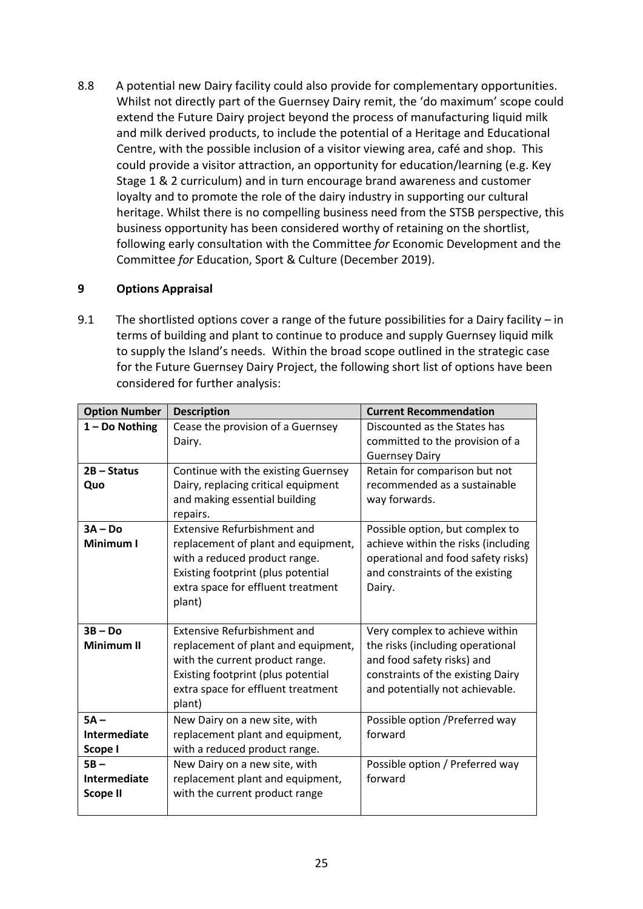8.8 A potential new Dairy facility could also provide for complementary opportunities. Whilst not directly part of the Guernsey Dairy remit, the 'do maximum' scope could extend the Future Dairy project beyond the process of manufacturing liquid milk and milk derived products, to include the potential of a Heritage and Educational Centre, with the possible inclusion of a visitor viewing area, café and shop. This could provide a visitor attraction, an opportunity for education/learning (e.g. Key Stage 1 & 2 curriculum) and in turn encourage brand awareness and customer loyalty and to promote the role of the dairy industry in supporting our cultural heritage. Whilst there is no compelling business need from the STSB perspective, this business opportunity has been considered worthy of retaining on the shortlist, following early consultation with the Committee *for* Economic Development and the Committee *for* Education, Sport & Culture (December 2019).

## 9 Options Appraisal

9.1 The shortlisted options cover a range of the future possibilities for a Dairy facility – in terms of building and plant to continue to produce and supply Guernsey liquid milk to supply the Island's needs. Within the broad scope outlined in the strategic case for the Future Guernsey Dairy Project, the following short list of options have been considered for further analysis:

| Option Number | Description | Current Recommendation |
|---|---|---|
| **1 – Do Nothing** | Cease the provision of a Guernsey Dairy. | Discounted as the States has committed to the provision of a Guernsey Dairy |
| **2B – Status Quo** | Continue with the existing Guernsey Dairy, replacing critical equipment and making essential building repairs. | Retain for comparison but not recommended as a sustainable way forwards. |
| **3A – Do Minimum I** | Extensive Refurbishment and replacement of plant and equipment, with a reduced product range. Existing footprint (plus potential extra space for effluent treatment plant) | Possible option, but complex to achieve within the risks (including operational and food safety risks) and constraints of the existing Dairy. |
| **3B – Do Minimum II** | Extensive Refurbishment and replacement of plant and equipment, with the current product range. Existing footprint (plus potential extra space for effluent treatment plant) | Very complex to achieve within the risks (including operational and food safety risks) and constraints of the existing Dairy and potentially not achievable. |
| **5A – Intermediate Scope I** | New Dairy on a new site, with replacement plant and equipment, with a reduced product range. | Possible option /Preferred way forward |
| **5B – Intermediate Scope II** | New Dairy on a new site, with replacement plant and equipment, with the current product range | Possible option / Preferred way forward |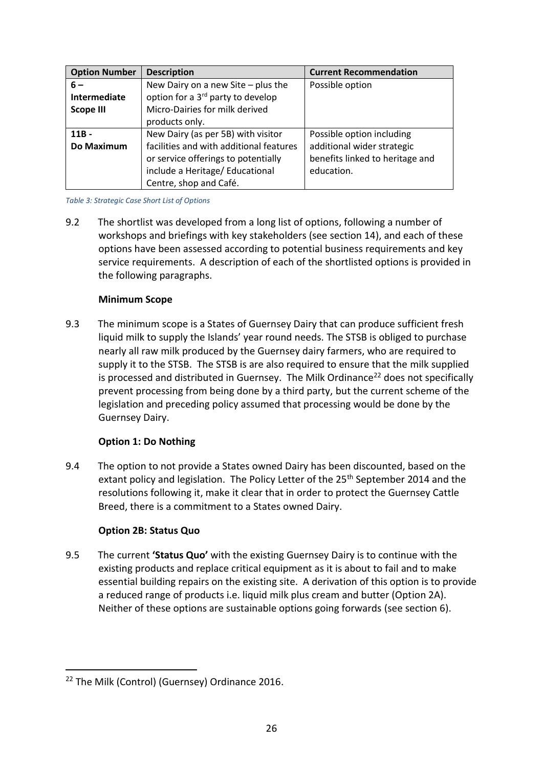| Option Number | Description | Current Recommendation |
|---|---|---|
| **6 – Intermediate Scope III** | New Dairy on a new Site – plus the option for a 3rd party to develop Micro-Dairies for milk derived products only. | Possible option |
| **11B - Do Maximum** | New Dairy (as per 5B) with visitor facilities and with additional features or service offerings to potentially include a Heritage/ Educational Centre, shop and Café. | Possible option including additional wider strategic benefits linked to heritage and education. |

*Table 3: Strategic Case Short List of Options*

9.2 The shortlist was developed from a long list of options, following a number of workshops and briefings with key stakeholders (see section 14), and each of these options have been assessed according to potential business requirements and key service requirements. A description of each of the shortlisted options is provided in the following paragraphs.

**Minimum Scope**

9.3 The minimum scope is a States of Guernsey Dairy that can produce sufficient fresh liquid milk to supply the Islands' year round needs. The STSB is obliged to purchase nearly all raw milk produced by the Guernsey dairy farmers, who are required to supply it to the STSB. The STSB is are also required to ensure that the milk supplied is processed and distributed in Guernsey. The Milk Ordinance[22] does not specifically prevent processing from being done by a third party, but the current scheme of the legislation and preceding policy assumed that processing would be done by the Guernsey Dairy.

**Option 1: Do Nothing**

9.4 The option to not provide a States owned Dairy has been discounted, based on the extant policy and legislation. The Policy Letter of the 25th September 2014 and the resolutions following it, make it clear that in order to protect the Guernsey Cattle Breed, there is a commitment to a States owned Dairy.

**Option 2B: Status Quo**

9.5 The current **'Status Quo'** with the existing Guernsey Dairy is to continue with the existing products and replace critical equipment as it is about to fail and to make essential building repairs on the existing site. A derivation of this option is to provide a reduced range of products i.e. liquid milk plus cream and butter (Option 2A). Neither of these options are sustainable options going forwards (see section 6).

[22] The Milk (Control) (Guernsey) Ordinance 2016.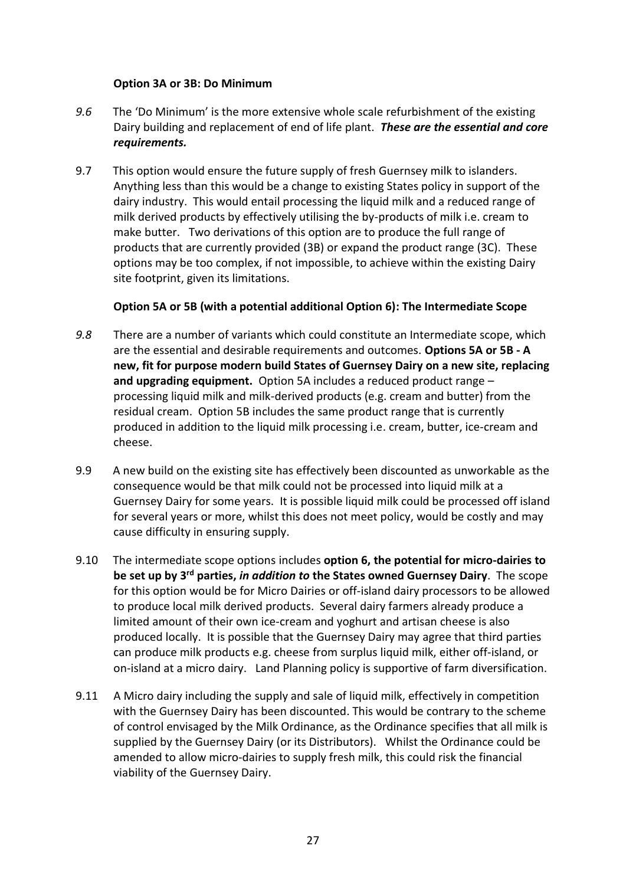**Option 3A or 3B: Do Minimum**

*9.6* The 'Do Minimum' is the more extensive whole scale refurbishment of the existing Dairy building and replacement of end of life plant. ***These are the essential and core requirements.***

9.7 This option would ensure the future supply of fresh Guernsey milk to islanders. Anything less than this would be a change to existing States policy in support of the dairy industry. This would entail processing the liquid milk and a reduced range of milk derived products by effectively utilising the by-products of milk i.e. cream to make butter. Two derivations of this option are to produce the full range of products that are currently provided (3B) or expand the product range (3C). These options may be too complex, if not impossible, to achieve within the existing Dairy site footprint, given its limitations.

**Option 5A or 5B (with a potential additional Option 6): The Intermediate Scope**

*9.8* There are a number of variants which could constitute an Intermediate scope, which are the essential and desirable requirements and outcomes. **Options 5A or 5B - A new, fit for purpose modern build States of Guernsey Dairy on a new site, replacing and upgrading equipment.** Option 5A includes a reduced product range – processing liquid milk and milk-derived products (e.g. cream and butter) from the residual cream. Option 5B includes the same product range that is currently produced in addition to the liquid milk processing i.e. cream, butter, ice-cream and cheese.

9.9 A new build on the existing site has effectively been discounted as unworkable as the consequence would be that milk could not be processed into liquid milk at a Guernsey Dairy for some years. It is possible liquid milk could be processed off island for several years or more, whilst this does not meet policy, would be costly and may cause difficulty in ensuring supply.

9.10 The intermediate scope options includes **option 6, the potential for micro-dairies to be set up by 3rd parties, *in addition to* the States owned Guernsey Dairy**. The scope for this option would be for Micro Dairies or off-island dairy processors to be allowed to produce local milk derived products. Several dairy farmers already produce a limited amount of their own ice-cream and yoghurt and artisan cheese is also produced locally. It is possible that the Guernsey Dairy may agree that third parties can produce milk products e.g. cheese from surplus liquid milk, either off-island, or on-island at a micro dairy. Land Planning policy is supportive of farm diversification.

9.11 A Micro dairy including the supply and sale of liquid milk, effectively in competition with the Guernsey Dairy has been discounted. This would be contrary to the scheme of control envisaged by the Milk Ordinance, as the Ordinance specifies that all milk is supplied by the Guernsey Dairy (or its Distributors). Whilst the Ordinance could be amended to allow micro-dairies to supply fresh milk, this could risk the financial viability of the Guernsey Dairy.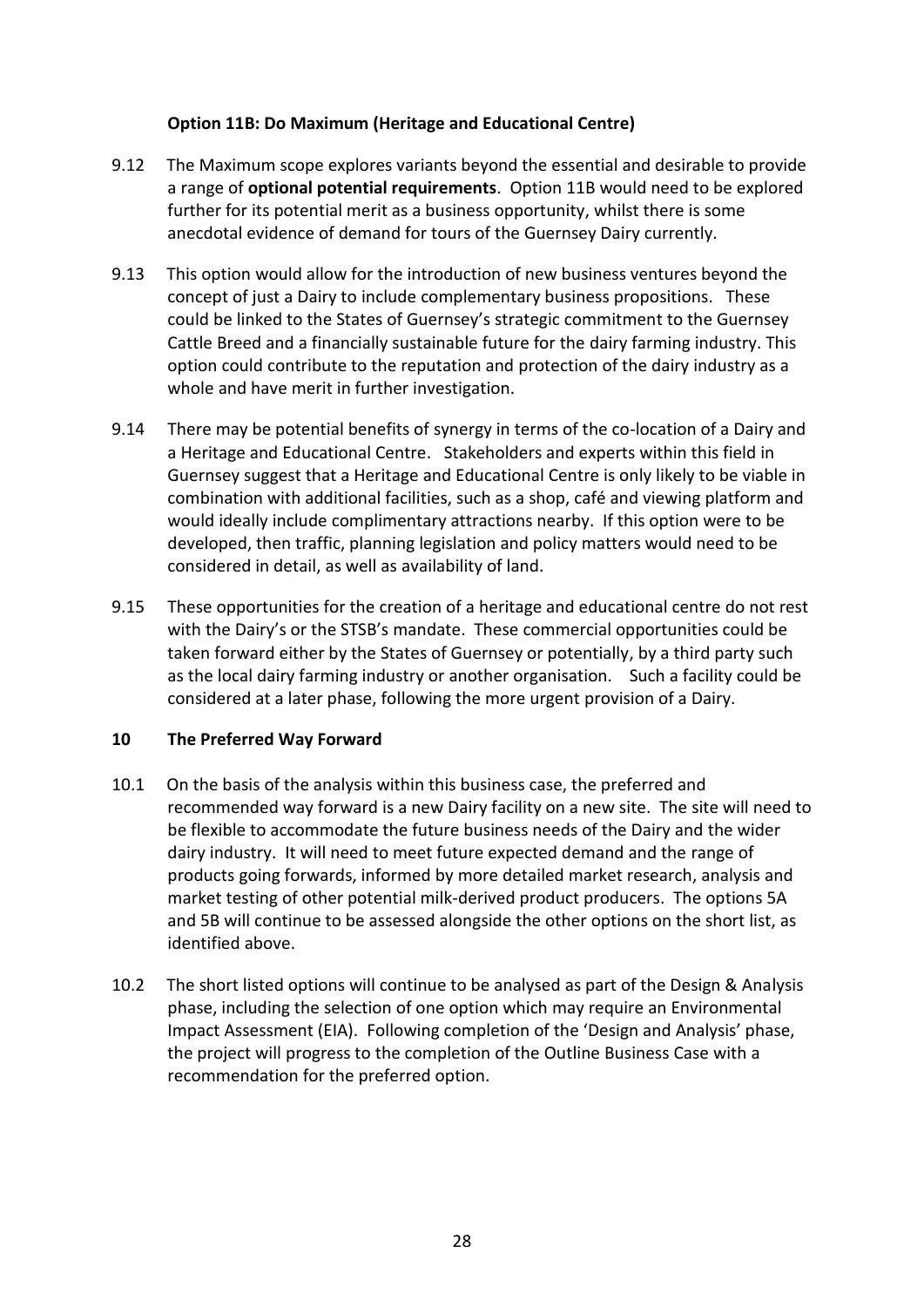**Option 11B: Do Maximum (Heritage and Educational Centre)**

9.12 The Maximum scope explores variants beyond the essential and desirable to provide a range of **optional potential requirements**. Option 11B would need to be explored further for its potential merit as a business opportunity, whilst there is some anecdotal evidence of demand for tours of the Guernsey Dairy currently.

9.13 This option would allow for the introduction of new business ventures beyond the concept of just a Dairy to include complementary business propositions. These could be linked to the States of Guernsey's strategic commitment to the Guernsey Cattle Breed and a financially sustainable future for the dairy farming industry. This option could contribute to the reputation and protection of the dairy industry as a whole and have merit in further investigation.

9.14 There may be potential benefits of synergy in terms of the co-location of a Dairy and a Heritage and Educational Centre. Stakeholders and experts within this field in Guernsey suggest that a Heritage and Educational Centre is only likely to be viable in combination with additional facilities, such as a shop, café and viewing platform and would ideally include complimentary attractions nearby. If this option were to be developed, then traffic, planning legislation and policy matters would need to be considered in detail, as well as availability of land.

9.15 These opportunities for the creation of a heritage and educational centre do not rest with the Dairy's or the STSB's mandate. These commercial opportunities could be taken forward either by the States of Guernsey or potentially, by a third party such as the local dairy farming industry or another organisation. Such a facility could be considered at a later phase, following the more urgent provision of a Dairy.

## 10 The Preferred Way Forward

10.1 On the basis of the analysis within this business case, the preferred and recommended way forward is a new Dairy facility on a new site. The site will need to be flexible to accommodate the future business needs of the Dairy and the wider dairy industry. It will need to meet future expected demand and the range of products going forwards, informed by more detailed market research, analysis and market testing of other potential milk-derived product producers. The options 5A and 5B will continue to be assessed alongside the other options on the short list, as identified above.

10.2 The short listed options will continue to be analysed as part of the Design & Analysis phase, including the selection of one option which may require an Environmental Impact Assessment (EIA). Following completion of the 'Design and Analysis' phase, the project will progress to the completion of the Outline Business Case with a recommendation for the preferred option.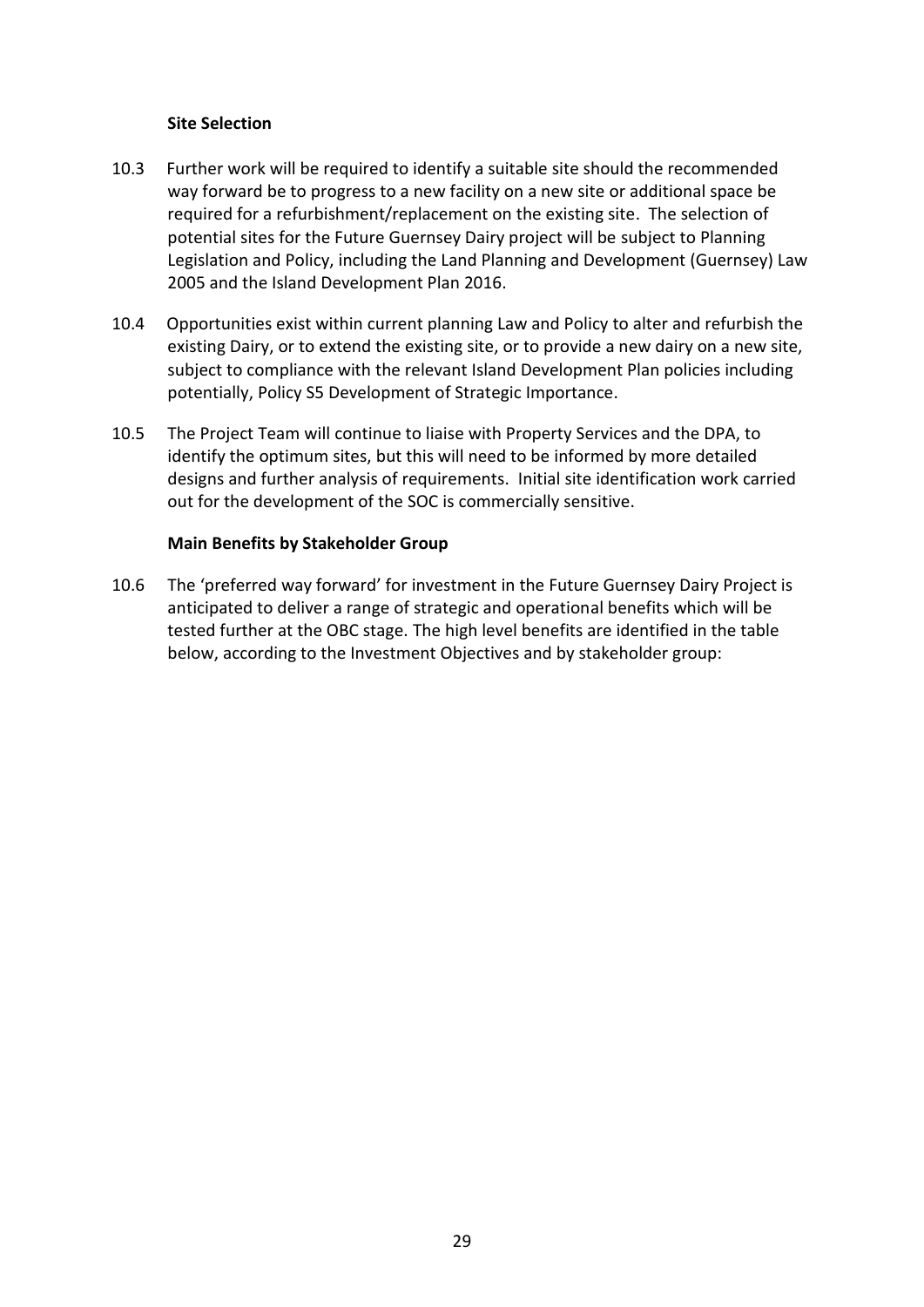### Site Selection

10.3 Further work will be required to identify a suitable site should the recommended way forward be to progress to a new facility on a new site or additional space be required for a refurbishment/replacement on the existing site. The selection of potential sites for the Future Guernsey Dairy project will be subject to Planning Legislation and Policy, including the Land Planning and Development (Guernsey) Law 2005 and the Island Development Plan 2016.

10.4 Opportunities exist within current planning Law and Policy to alter and refurbish the existing Dairy, or to extend the existing site, or to provide a new dairy on a new site, subject to compliance with the relevant Island Development Plan policies including potentially, Policy S5 Development of Strategic Importance.

10.5 The Project Team will continue to liaise with Property Services and the DPA, to identify the optimum sites, but this will need to be informed by more detailed designs and further analysis of requirements. Initial site identification work carried out for the development of the SOC is commercially sensitive.

### Main Benefits by Stakeholder Group

10.6 The 'preferred way forward' for investment in the Future Guernsey Dairy Project is anticipated to deliver a range of strategic and operational benefits which will be tested further at the OBC stage. The high level benefits are identified in the table below, according to the Investment Objectives and by stakeholder group: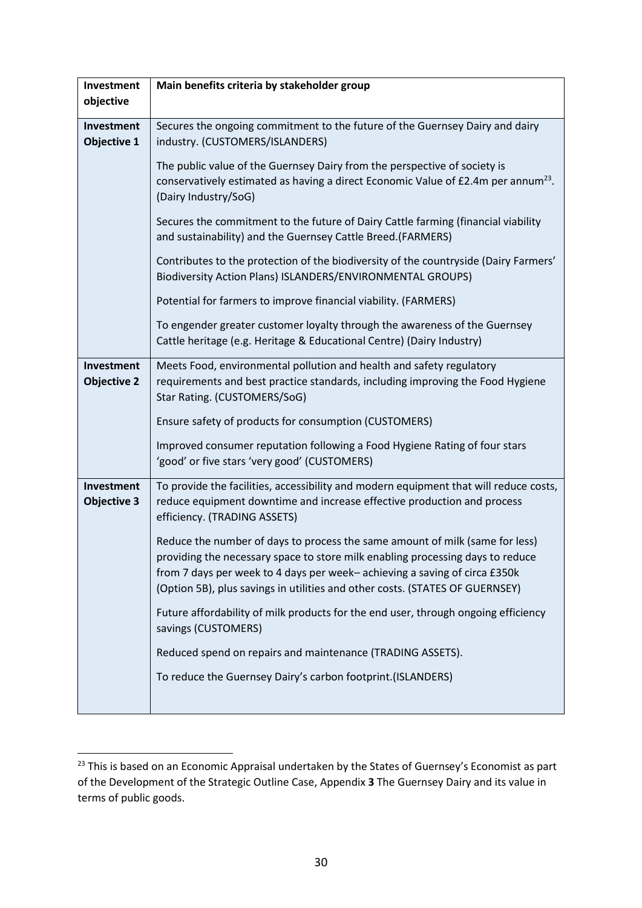| Investment objective | Main benefits criteria by stakeholder group |
|---|---|
| **Investment Objective 1** | Secures the ongoing commitment to the future of the Guernsey Dairy and dairy industry. (CUSTOMERS/ISLANDERS)<br><br>The public value of the Guernsey Dairy from the perspective of society is conservatively estimated as having a direct Economic Value of £2.4m per annum[23]. (Dairy Industry/SoG)<br><br>Secures the commitment to the future of Dairy Cattle farming (financial viability and sustainability) and the Guernsey Cattle Breed.(FARMERS)<br><br>Contributes to the protection of the biodiversity of the countryside (Dairy Farmers' Biodiversity Action Plans) ISLANDERS/ENVIRONMENTAL GROUPS)<br><br>Potential for farmers to improve financial viability. (FARMERS)<br><br>To engender greater customer loyalty through the awareness of the Guernsey Cattle heritage (e.g. Heritage & Educational Centre) (Dairy Industry) |
| **Investment Objective 2** | Meets Food, environmental pollution and health and safety regulatory requirements and best practice standards, including improving the Food Hygiene Star Rating. (CUSTOMERS/SoG)<br><br>Ensure safety of products for consumption (CUSTOMERS)<br><br>Improved consumer reputation following a Food Hygiene Rating of four stars 'good' or five stars 'very good' (CUSTOMERS) |
| **Investment Objective 3** | To provide the facilities, accessibility and modern equipment that will reduce costs, reduce equipment downtime and increase effective production and process efficiency. (TRADING ASSETS)<br><br>Reduce the number of days to process the same amount of milk (same for less) providing the necessary space to store milk enabling processing days to reduce from 7 days per week to 4 days per week– achieving a saving of circa £350k (Option 5B), plus savings in utilities and other costs. (STATES OF GUERNSEY)<br><br>Future affordability of milk products for the end user, through ongoing efficiency savings (CUSTOMERS)<br><br>Reduced spend on repairs and maintenance (TRADING ASSETS).<br><br>To reduce the Guernsey Dairy's carbon footprint.(ISLANDERS) |

[23] This is based on an Economic Appraisal undertaken by the States of Guernsey's Economist as part of the Development of the Strategic Outline Case, Appendix **3** The Guernsey Dairy and its value in terms of public goods.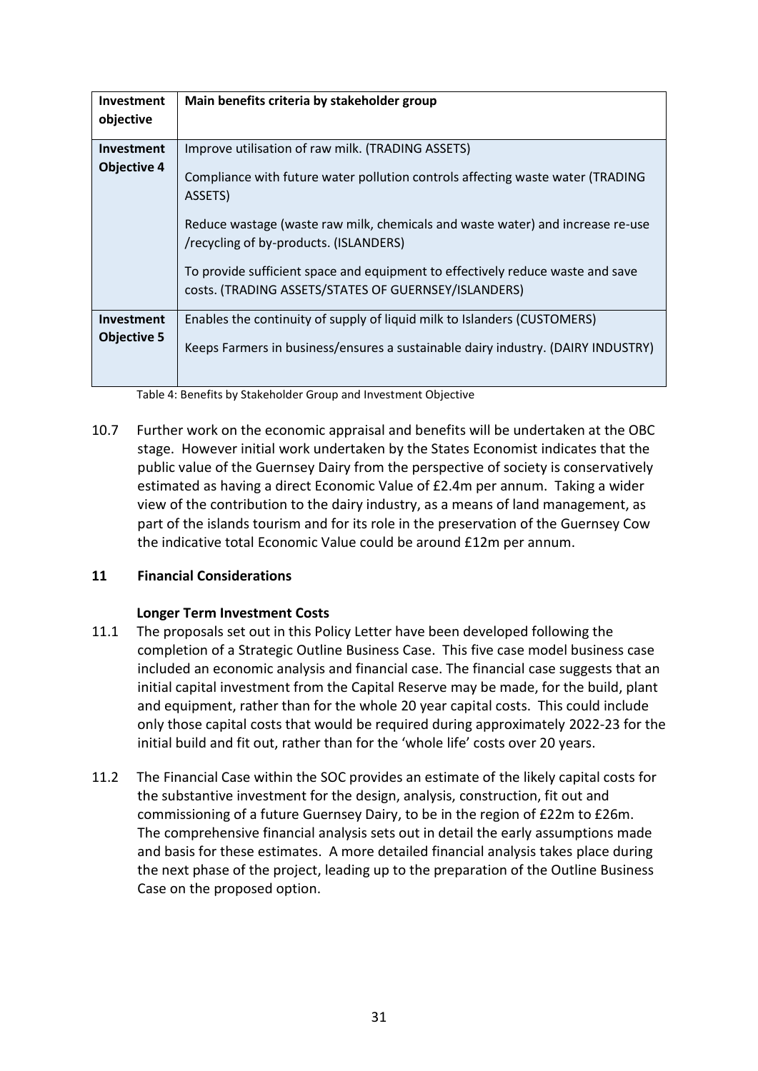| Investment objective | Main benefits criteria by stakeholder group |
|---|---|
| **Investment Objective 4** | Improve utilisation of raw milk. (TRADING ASSETS)<br><br>Compliance with future water pollution controls affecting waste water (TRADING ASSETS)<br><br>Reduce wastage (waste raw milk, chemicals and waste water) and increase re-use /recycling of by-products. (ISLANDERS)<br><br>To provide sufficient space and equipment to effectively reduce waste and save costs. (TRADING ASSETS/STATES OF GUERNSEY/ISLANDERS) |
| **Investment Objective 5** | Enables the continuity of supply of liquid milk to Islanders (CUSTOMERS)<br><br>Keeps Farmers in business/ensures a sustainable dairy industry. (DAIRY INDUSTRY) |

Table 4: Benefits by Stakeholder Group and Investment Objective

10.7 Further work on the economic appraisal and benefits will be undertaken at the OBC stage. However initial work undertaken by the States Economist indicates that the public value of the Guernsey Dairy from the perspective of society is conservatively estimated as having a direct Economic Value of £2.4m per annum. Taking a wider view of the contribution to the dairy industry, as a means of land management, as part of the islands tourism and for its role in the preservation of the Guernsey Cow the indicative total Economic Value could be around £12m per annum.

## 11 Financial Considerations

### Longer Term Investment Costs

11.1 The proposals set out in this Policy Letter have been developed following the completion of a Strategic Outline Business Case. This five case model business case included an economic analysis and financial case. The financial case suggests that an initial capital investment from the Capital Reserve may be made, for the build, plant and equipment, rather than for the whole 20 year capital costs. This could include only those capital costs that would be required during approximately 2022-23 for the initial build and fit out, rather than for the 'whole life' costs over 20 years.

11.2 The Financial Case within the SOC provides an estimate of the likely capital costs for the substantive investment for the design, analysis, construction, fit out and commissioning of a future Guernsey Dairy, to be in the region of £22m to £26m. The comprehensive financial analysis sets out in detail the early assumptions made and basis for these estimates. A more detailed financial analysis takes place during the next phase of the project, leading up to the preparation of the Outline Business Case on the proposed option.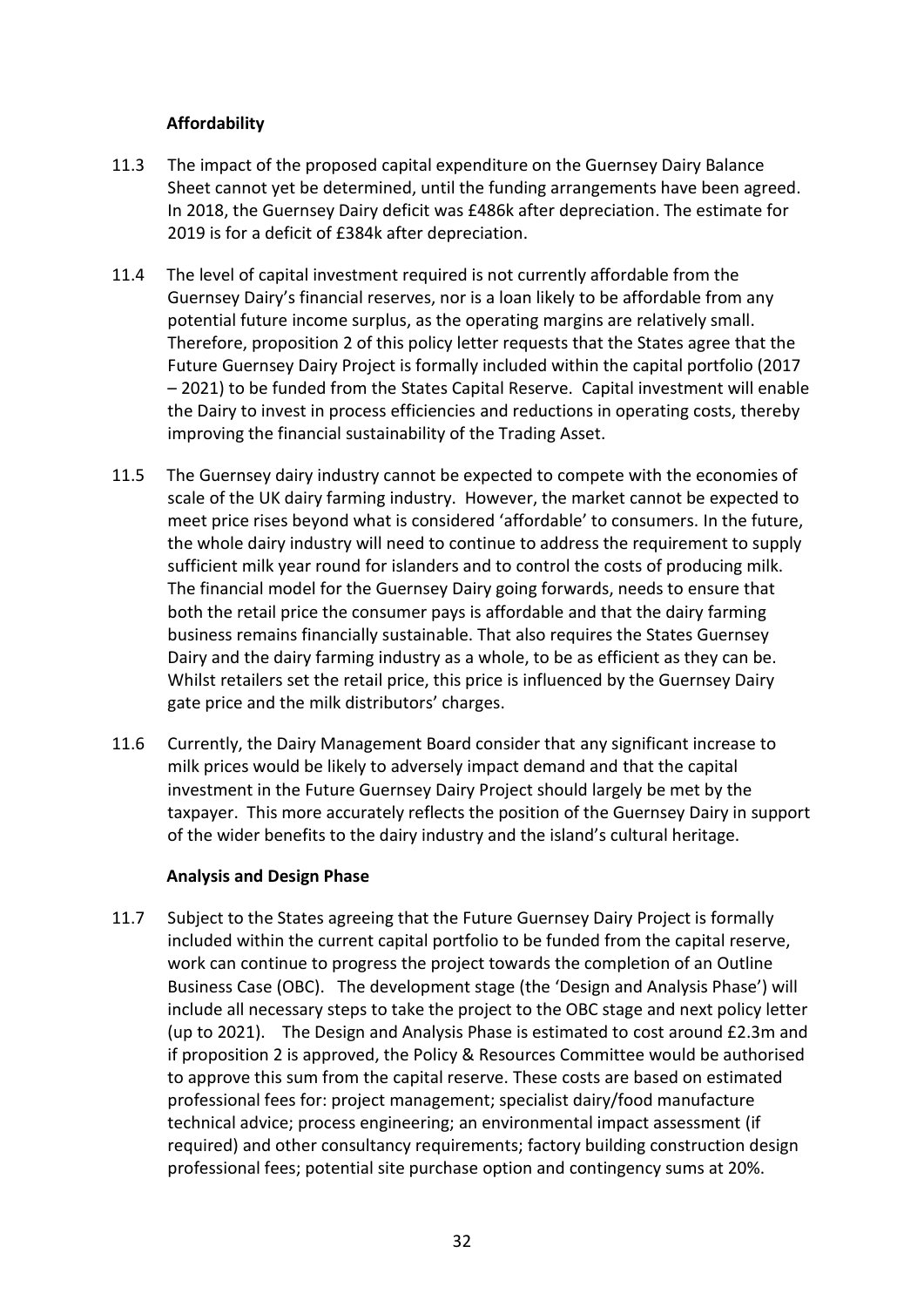**Affordability**

11.3 The impact of the proposed capital expenditure on the Guernsey Dairy Balance Sheet cannot yet be determined, until the funding arrangements have been agreed. In 2018, the Guernsey Dairy deficit was £486k after depreciation. The estimate for 2019 is for a deficit of £384k after depreciation.

11.4 The level of capital investment required is not currently affordable from the Guernsey Dairy's financial reserves, nor is a loan likely to be affordable from any potential future income surplus, as the operating margins are relatively small. Therefore, proposition 2 of this policy letter requests that the States agree that the Future Guernsey Dairy Project is formally included within the capital portfolio (2017 – 2021) to be funded from the States Capital Reserve. Capital investment will enable the Dairy to invest in process efficiencies and reductions in operating costs, thereby improving the financial sustainability of the Trading Asset.

11.5 The Guernsey dairy industry cannot be expected to compete with the economies of scale of the UK dairy farming industry. However, the market cannot be expected to meet price rises beyond what is considered 'affordable' to consumers. In the future, the whole dairy industry will need to continue to address the requirement to supply sufficient milk year round for islanders and to control the costs of producing milk. The financial model for the Guernsey Dairy going forwards, needs to ensure that both the retail price the consumer pays is affordable and that the dairy farming business remains financially sustainable. That also requires the States Guernsey Dairy and the dairy farming industry as a whole, to be as efficient as they can be. Whilst retailers set the retail price, this price is influenced by the Guernsey Dairy gate price and the milk distributors' charges.

11.6 Currently, the Dairy Management Board consider that any significant increase to milk prices would be likely to adversely impact demand and that the capital investment in the Future Guernsey Dairy Project should largely be met by the taxpayer. This more accurately reflects the position of the Guernsey Dairy in support of the wider benefits to the dairy industry and the island's cultural heritage.

**Analysis and Design Phase**

11.7 Subject to the States agreeing that the Future Guernsey Dairy Project is formally included within the current capital portfolio to be funded from the capital reserve, work can continue to progress the project towards the completion of an Outline Business Case (OBC). The development stage (the 'Design and Analysis Phase') will include all necessary steps to take the project to the OBC stage and next policy letter (up to 2021). The Design and Analysis Phase is estimated to cost around £2.3m and if proposition 2 is approved, the Policy & Resources Committee would be authorised to approve this sum from the capital reserve. These costs are based on estimated professional fees for: project management; specialist dairy/food manufacture technical advice; process engineering; an environmental impact assessment (if required) and other consultancy requirements; factory building construction design professional fees; potential site purchase option and contingency sums at 20%.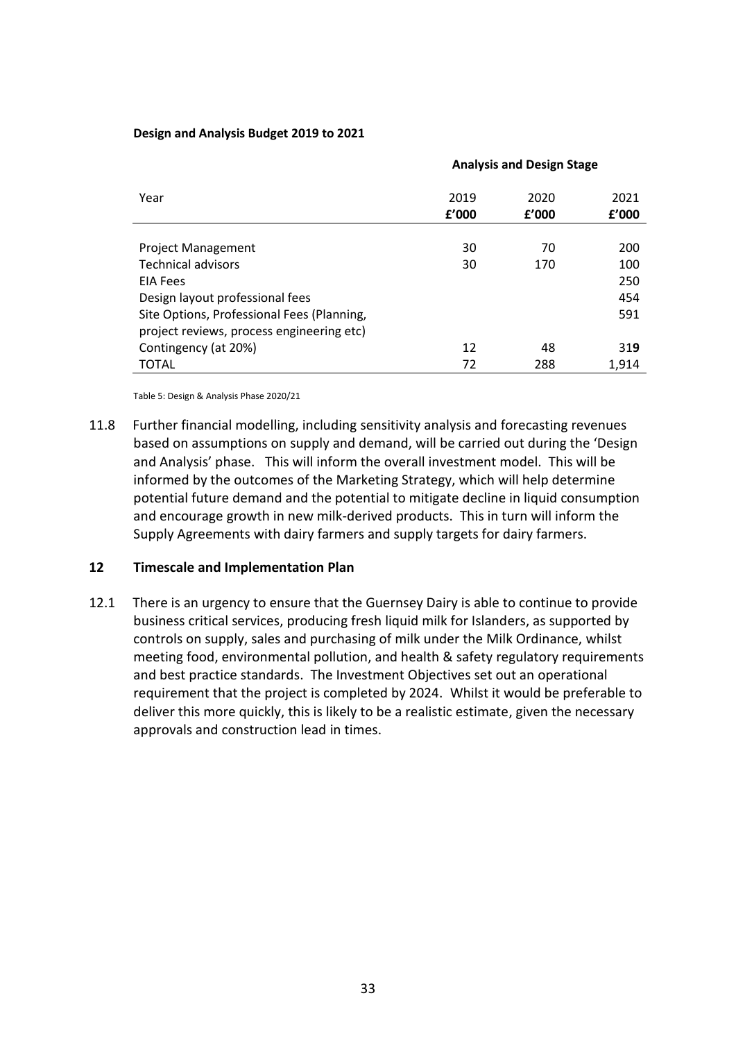**Design and Analysis Budget 2019 to 2021**

| | Analysis and Design Stage | | |
|---|---|---|---|
| Year | 2019<br>**£'000** | 2020<br>**£'000** | 2021<br>**£'000** |
| Project Management | 30 | 70 | 200 |
| Technical advisors | 30 | 170 | 100 |
| EIA Fees | | | 250 |
| Design layout professional fees | | | 454 |
| Site Options, Professional Fees (Planning, project reviews, process engineering etc) | | | 591 |
| Contingency (at 20%) | 12 | 48 | 31**9** |
| TOTAL | 72 | 288 | 1,914 |

Table 5: Design & Analysis Phase 2020/21

11.8 Further financial modelling, including sensitivity analysis and forecasting revenues based on assumptions on supply and demand, will be carried out during the 'Design and Analysis' phase. This will inform the overall investment model. This will be informed by the outcomes of the Marketing Strategy, which will help determine potential future demand and the potential to mitigate decline in liquid consumption and encourage growth in new milk-derived products. This in turn will inform the Supply Agreements with dairy farmers and supply targets for dairy farmers.

## 12 Timescale and Implementation Plan

12.1 There is an urgency to ensure that the Guernsey Dairy is able to continue to provide business critical services, producing fresh liquid milk for Islanders, as supported by controls on supply, sales and purchasing of milk under the Milk Ordinance, whilst meeting food, environmental pollution, and health & safety regulatory requirements and best practice standards. The Investment Objectives set out an operational requirement that the project is completed by 2024. Whilst it would be preferable to deliver this more quickly, this is likely to be a realistic estimate, given the necessary approvals and construction lead in times.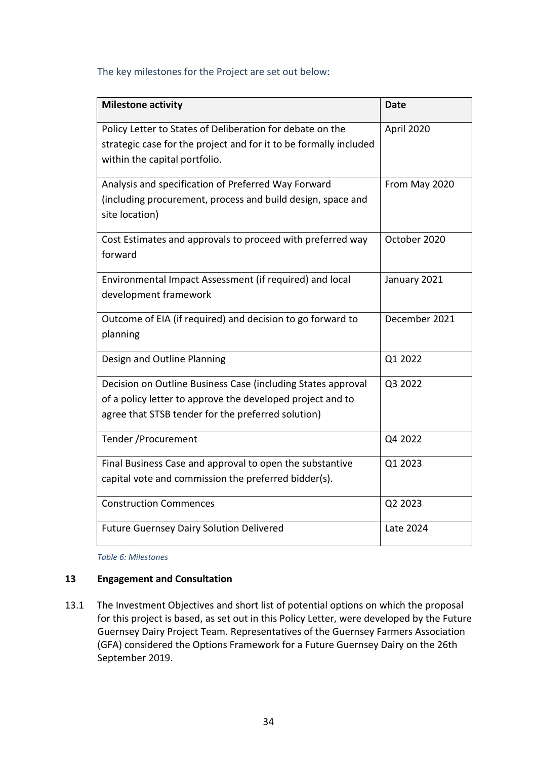The key milestones for the Project are set out below:

| Milestone activity | Date |
|---|---|
| Policy Letter to States of Deliberation for debate on the strategic case for the project and for it to be formally included within the capital portfolio. | April 2020 |
| Analysis and specification of Preferred Way Forward (including procurement, process and build design, space and site location) | From May 2020 |
| Cost Estimates and approvals to proceed with preferred way forward | October 2020 |
| Environmental Impact Assessment (if required) and local development framework | January 2021 |
| Outcome of EIA (if required) and decision to go forward to planning | December 2021 |
| Design and Outline Planning | Q1 2022 |
| Decision on Outline Business Case (including States approval of a policy letter to approve the developed project and to agree that STSB tender for the preferred solution) | Q3 2022 |
| Tender /Procurement | Q4 2022 |
| Final Business Case and approval to open the substantive capital vote and commission the preferred bidder(s). | Q1 2023 |
| Construction Commences | Q2 2023 |
| Future Guernsey Dairy Solution Delivered | Late 2024 |

*Table 6: Milestones*

## 13 Engagement and Consultation

13.1 The Investment Objectives and short list of potential options on which the proposal for this project is based, as set out in this Policy Letter, were developed by the Future Guernsey Dairy Project Team. Representatives of the Guernsey Farmers Association (GFA) considered the Options Framework for a Future Guernsey Dairy on the 26th September 2019.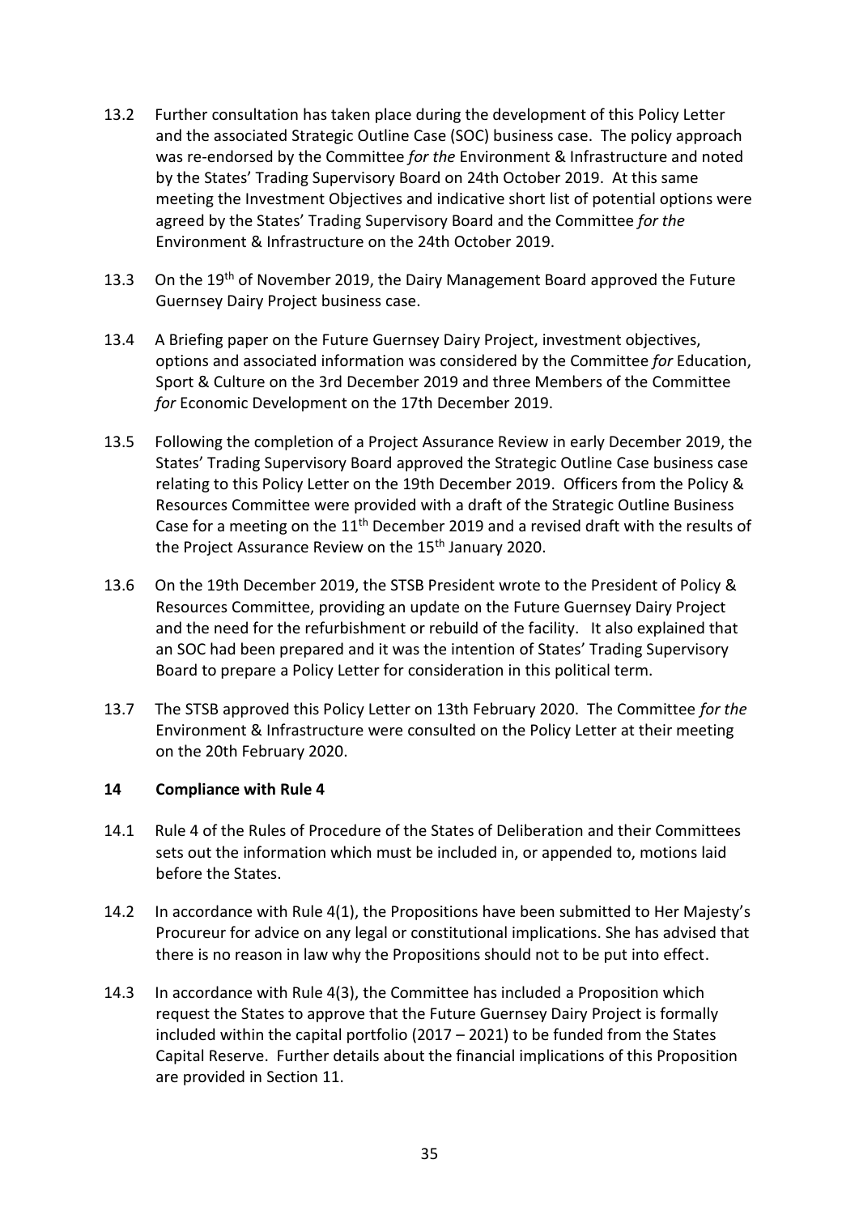13.2 Further consultation has taken place during the development of this Policy Letter and the associated Strategic Outline Case (SOC) business case. The policy approach was re-endorsed by the Committee *for the* Environment & Infrastructure and noted by the States' Trading Supervisory Board on 24th October 2019. At this same meeting the Investment Objectives and indicative short list of potential options were agreed by the States' Trading Supervisory Board and the Committee *for the* Environment & Infrastructure on the 24th October 2019.

13.3 On the 19th of November 2019, the Dairy Management Board approved the Future Guernsey Dairy Project business case.

13.4 A Briefing paper on the Future Guernsey Dairy Project, investment objectives, options and associated information was considered by the Committee *for* Education, Sport & Culture on the 3rd December 2019 and three Members of the Committee *for* Economic Development on the 17th December 2019.

13.5 Following the completion of a Project Assurance Review in early December 2019, the States' Trading Supervisory Board approved the Strategic Outline Case business case relating to this Policy Letter on the 19th December 2019. Officers from the Policy & Resources Committee were provided with a draft of the Strategic Outline Business Case for a meeting on the 11th December 2019 and a revised draft with the results of the Project Assurance Review on the 15th January 2020.

13.6 On the 19th December 2019, the STSB President wrote to the President of Policy & Resources Committee, providing an update on the Future Guernsey Dairy Project and the need for the refurbishment or rebuild of the facility. It also explained that an SOC had been prepared and it was the intention of States' Trading Supervisory Board to prepare a Policy Letter for consideration in this political term.

13.7 The STSB approved this Policy Letter on 13th February 2020. The Committee *for the* Environment & Infrastructure were consulted on the Policy Letter at their meeting on the 20th February 2020.

## 14 Compliance with Rule 4

14.1 Rule 4 of the Rules of Procedure of the States of Deliberation and their Committees sets out the information which must be included in, or appended to, motions laid before the States.

14.2 In accordance with Rule 4(1), the Propositions have been submitted to Her Majesty's Procureur for advice on any legal or constitutional implications. She has advised that there is no reason in law why the Propositions should not to be put into effect.

14.3 In accordance with Rule 4(3), the Committee has included a Proposition which request the States to approve that the Future Guernsey Dairy Project is formally included within the capital portfolio (2017 – 2021) to be funded from the States Capital Reserve. Further details about the financial implications of this Proposition are provided in Section 11.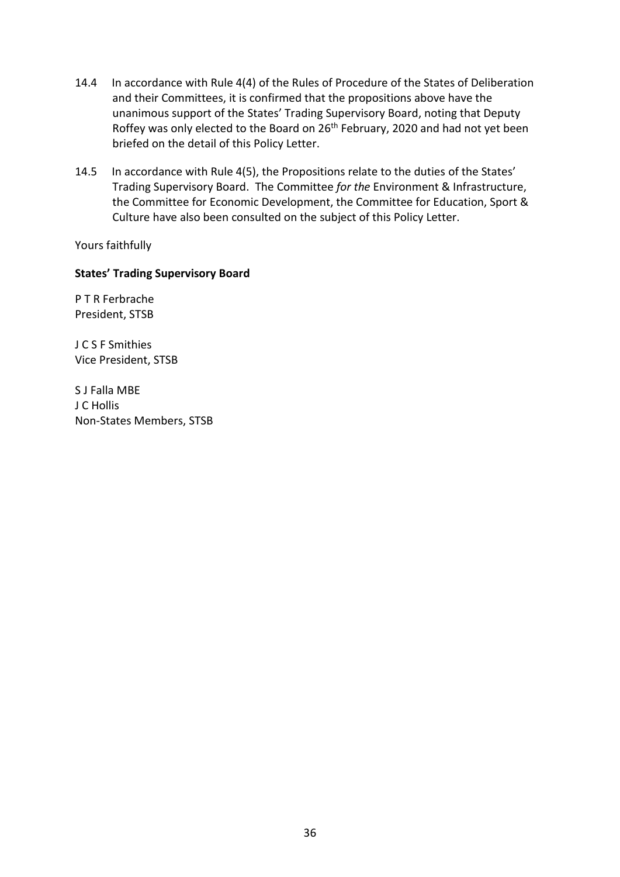14.4 In accordance with Rule 4(4) of the Rules of Procedure of the States of Deliberation and their Committees, it is confirmed that the propositions above have the unanimous support of the States' Trading Supervisory Board, noting that Deputy Roffey was only elected to the Board on 26th February, 2020 and had not yet been briefed on the detail of this Policy Letter.

14.5 In accordance with Rule 4(5), the Propositions relate to the duties of the States' Trading Supervisory Board. The Committee *for the* Environment & Infrastructure, the Committee for Economic Development, the Committee for Education, Sport & Culture have also been consulted on the subject of this Policy Letter.

Yours faithfully

**States' Trading Supervisory Board**

P T R Ferbrache
President, STSB

J C S F Smithies
Vice President, STSB

S J Falla MBE
J C Hollis
Non-States Members, STSB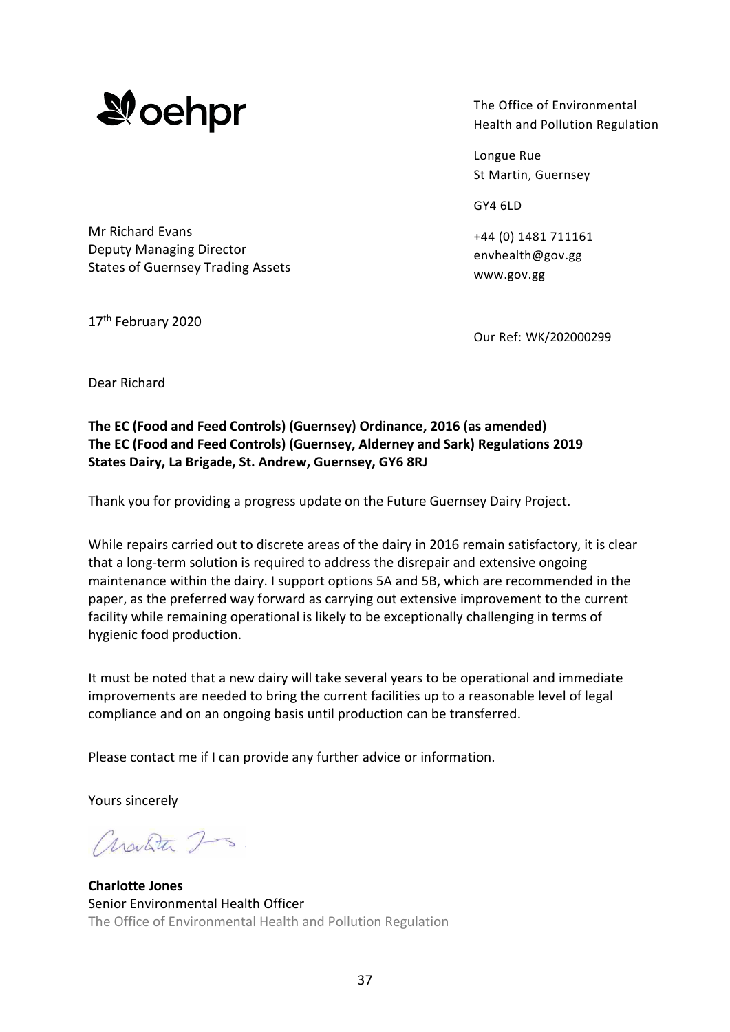oehpr

The Office of Environmental Health and Pollution Regulation

Longue Rue
St Martin, Guernsey

GY4 6LD

+44 (0) 1481 711161
envhealth@gov.gg
www.gov.gg

Mr Richard Evans
Deputy Managing Director
States of Guernsey Trading Assets

17th February 2020

Our Ref: WK/202000299

Dear Richard

**The EC (Food and Feed Controls) (Guernsey) Ordinance, 2016 (as amended)**
**The EC (Food and Feed Controls) (Guernsey, Alderney and Sark) Regulations 2019**
**States Dairy, La Brigade, St. Andrew, Guernsey, GY6 8RJ**

Thank you for providing a progress update on the Future Guernsey Dairy Project.

While repairs carried out to discrete areas of the dairy in 2016 remain satisfactory, it is clear that a long-term solution is required to address the disrepair and extensive ongoing maintenance within the dairy. I support options 5A and 5B, which are recommended in the paper, as the preferred way forward as carrying out extensive improvement to the current facility while remaining operational is likely to be exceptionally challenging in terms of hygienic food production.

It must be noted that a new dairy will take several years to be operational and immediate improvements are needed to bring the current facilities up to a reasonable level of legal compliance and on an ongoing basis until production can be transferred.

Please contact me if I can provide any further advice or information.

Yours sincerely

**Charlotte Jones**
Senior Environmental Health Officer
The Office of Environmental Health and Pollution Regulation